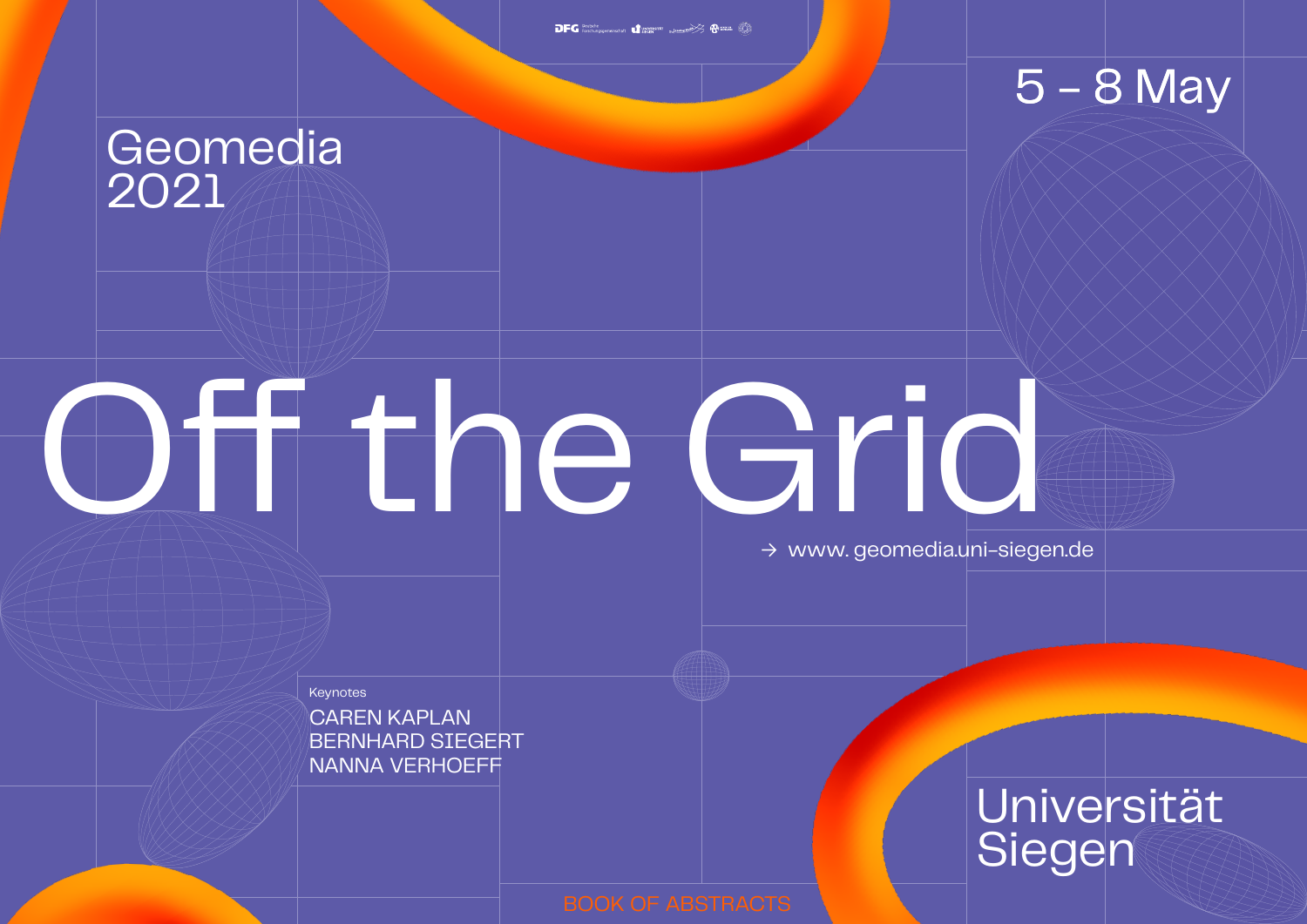# Geomedia 2021

5 – 8 May

# Off the Grid

→ www. geomedia.uni-siegen.de

Keynotes

CAREN KAPLAN
BERNHARD SIEGERT
NANNA VERHOEFF

Universität Siegen

BOOK OF ABSTRACTS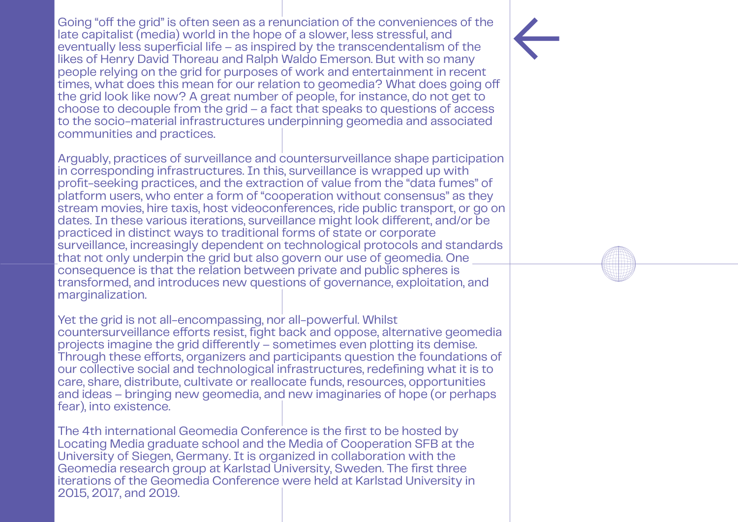Going "off the grid" is often seen as a renunciation of the conveniences of the late capitalist (media) world in the hope of a slower, less stressful, and eventually less superficial life – as inspired by the transcendentalism of the likes of Henry David Thoreau and Ralph Waldo Emerson. But with so many people relying on the grid for purposes of work and entertainment in recent times, what does this mean for our relation to geomedia? What does going off the grid look like now? A great number of people, for instance, do not get to choose to decouple from the grid – a fact that speaks to questions of access to the socio-material infrastructures underpinning geomedia and associated communities and practices.

Arguably, practices of surveillance and countersurveillance shape participation in corresponding infrastructures. In this, surveillance is wrapped up with profit-seeking practices, and the extraction of value from the "data fumes" of platform users, who enter a form of "cooperation without consensus" as they stream movies, hire taxis, host videoconferences, ride public transport, or go on dates. In these various iterations, surveillance might look different, and/or be practiced in distinct ways to traditional forms of state or corporate surveillance, increasingly dependent on technological protocols and standards that not only underpin the grid but also govern our use of geomedia. One consequence is that the relation between private and public spheres is transformed, and introduces new questions of governance, exploitation, and marginalization.

Yet the grid is not all-encompassing, nor all-powerful. Whilst countersurveillance efforts resist, fight back and oppose, alternative geomedia projects imagine the grid differently – sometimes even plotting its demise. Through these efforts, organizers and participants question the foundations of our collective social and technological infrastructures, redefining what it is to care, share, distribute, cultivate or reallocate funds, resources, opportunities and ideas – bringing new geomedia, and new imaginaries of hope (or perhaps fear), into existence.

The 4th international Geomedia Conference is the first to be hosted by Locating Media graduate school and the Media of Cooperation SFB at the University of Siegen, Germany. It is organized in collaboration with the Geomedia research group at Karlstad University, Sweden. The first three iterations of the Geomedia Conference were held at Karlstad University in 2015, 2017, and 2019.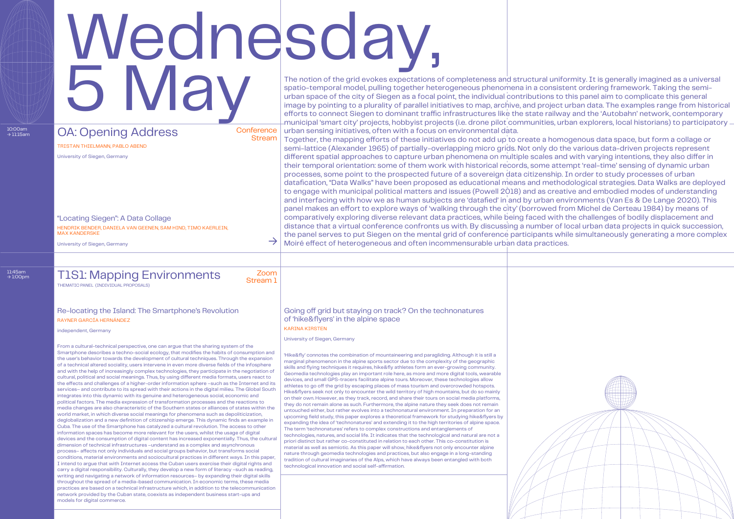# Wednesday, 5 May

10:00am → 11:15am

## OA: Opening Address

Conference Stream

TRISTAN THIELMANN, PABLO ABEND

University of Siegen, Germany

### "Locating Siegen": A Data Collage

HENDRIK BENDER, DANIELA VAN GEENEN, SAM HIND, TIMO KAERLEIN, MAX KANDERSKE

University of Siegen, Germany

The notion of the grid evokes expectations of completeness and structural uniformity. It is generally imagined as a universal spatio-temporal model, pulling together heterogeneous phenomena in a consistent ordering framework. Taking the semi-urban space of the city of Siegen as a focal point, the individual contributions to this panel aim to complicate this general image by pointing to a plurality of parallel initiatives to map, archive, and project urban data. The examples range from historical efforts to connect Siegen to dominant traffic infrastructures like the state railway and the 'Autobahn' network, contemporary municipal 'smart city' projects, hobbyist projects (i.e. drone pilot communities, urban explorers, local historians) to participatory urban sensing initiatives, often with a focus on environmental data.
Together, the mapping efforts of these initiatives do not add up to create a homogenous data space, but form a collage or semi-lattice (Alexander 1965) of partially-overlapping micro grids. Not only do the various data-driven projects represent different spatial approaches to capture urban phenomena on multiple scales and with varying intentions, they also differ in their temporal orientation: some of them work with historical records, some attempt 'real-time' sensing of dynamic urban processes, some point to the prospected future of a sovereign data citizenship. In order to study processes of urban datafication, "Data Walks" have been proposed as educational means and methodological strategies. Data Walks are deployed to engage with municipal political matters and issues (Powell 2018) and as creative and embodied modes of understanding and interfacing with how we as human subjects are 'datafied' in and by urban environments (Van Es & De Lange 2020). This panel makes an effort to explore ways of 'walking through the city' (borrowed from Michel de Certeau 1984) by means of comparatively exploring diverse relevant data practices, while being faced with the challenges of bodily displacement and distance that a virtual conference confronts us with. By discussing a number of local urban data projects in quick succession, the panel serves to put Siegen on the mental grid of conference participants while simultaneously generating a more complex Moiré effect of heterogeneous and often incommensurable urban data practices.

11:45am → 1:00pm

## T1S1: Mapping Environments

Zoom Stream 1

THEMATIC PANEL (INDIVIDUAL PROPOSALS)

### Re-locating the Island: The Smartphone's Revolution

RAYNER GARCÍA HERNÁNDEZ

independent, Germany

From a cultural-technical perspective, one can argue that the sharing system of the Smartphone describes a techno-social ecology, that modifies the habits of consumption and the user's behavior towards the development of cultural techniques. Through the expansion of a technical altered sociality, users intervene in even more diverse fields of the infosphere and with the help of increasingly complex technologies, they participate in the negotiation of cultural, political and social meanings. Thus, by using different media formats, users react to the effects and challenges of a higher-order information sphere –such as the Internet and its services– and contribute to its spread with their actions in the digital milieu. The Global South integrates into this dynamic with its genuine and heterogeneous social, economic and political factors. The media expression of transformation processes and the reactions to media changes are also characteristic of the Southern states or alliances of states within the world market, in which diverse social meanings for phenomena such as depoliticization, deglobalization and a new definition of citizenship emerge. This dynamic finds an example in Cuba. The use of the Smartphone has catalyzed a cultural revolution. The access to other information spaces has become more relevant for the users, whilst the usage of digital devices and the consumption of digital content has increased exponentially. Thus, the cultural dimension of technical infrastructures –understand as a complex and asynchronous process– affects not only individuals and social groups behavior, but transforms social conditions, material environments and sociocultural practices in different ways. In this paper, I intend to argue that with Internet access the Cuban users exercise their digital rights and carry a digital responsibility. Culturally, they develop a new form of literacy –such as reading, writing and navigating a network of information resources– by expanding their digital skills throughout the spread of a media-based communication. In economic terms, these media practices are based on a technical infrastructure which, in addition to the telecommunication network provided by the Cuban state, coexists as independent business start-ups and models for digital commerce.

### Going off grid but staying on track? On the technonatures of 'hike&flyers' in the alpine space

KARINA KIRSTEN

University of Siegen, Germany

'Hike&fly' connotes the combination of mountaineering and paragliding. Although it is still a marginal phenomenon in the alpine sports sector due to the complexity of the geographic skills and flying techniques it requires, hike&fly athletes form an ever-growing community. Geomedia technologies play an important role here, as more and more digital tools, wearable devices, and small GPS-tracers facilitate alpine tours. Moreover, these technologies allow athletes to go off the grid by escaping places of mass tourism and overcrowded hotspots. Hike&flyers seek not only to encounter the wild territory of high mountains, but do so mainly on their own. However, as they track, record, and share their tours on social media platforms, they do not remain alone as such. Furthermore, the alpine nature they seek does not remain untouched either, but rather evolves into a technonatural environment. In preparation for an upcoming field study, this paper explores a theoretical framework for studying hike&flyers by expanding the idea of 'technonatures' and extending it to the high territories of alpine space. The term 'technonatures' refers to complex constructions and entanglements of technologies, natures, and social life. It indicates that the technological and natural are not a priori distinct but rather co-constituted in relation to each other. This co-constitution is material as well as semiotic. As this paper will show, hike&flyers not only encounter alpine nature through geomedia technologies and practices, but also engage in a long-standing tradition of cultural imaginaries of the Alps, which have always been entangled with both technological innovation and social self-affirmation.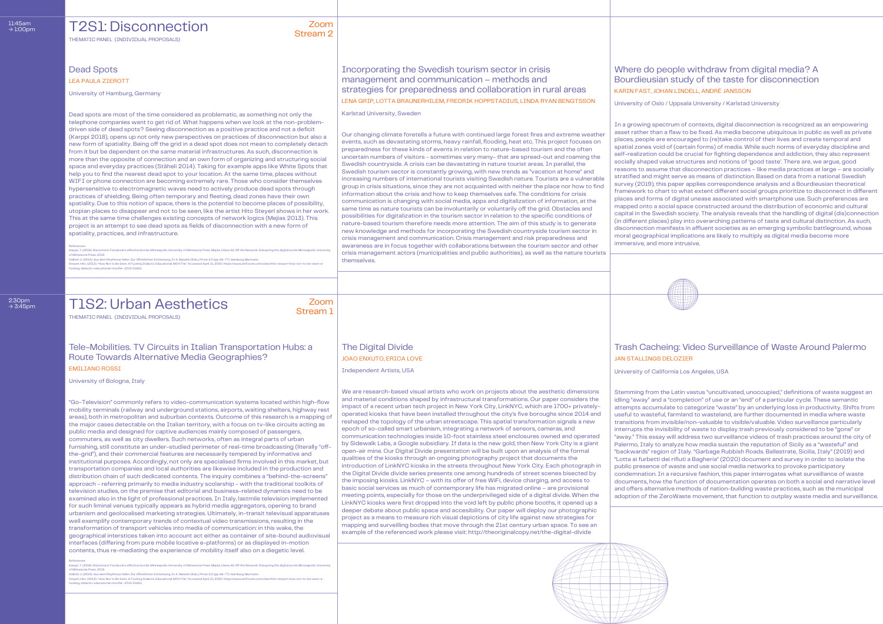11:45am → 1:00pm

# T2S1: Disconnection

Zoom Stream 2

THEMATIC PANEL (INDIVIDUAL PROPOSALS)

## Dead Spots

LEA PAULA ZIEROTT

University of Hamburg, Germany

Dead spots are most of the time considered as problematic, as something not only the telephone companies want to get rid of. What happens when we look at the non-problem-driven side of dead spots? Seeing disconnection as a positive practice and not a deficit (Karppi 2018), opens up not only new perspectives on practices of disconnection but also a new form of spatiality. Being off the grid in a dead spot does not mean to completely detach from it but be dependent on the same material infrastructures. As such, disconnection is more than the opposite of connection and an own form of organizing and structuring social space and everyday practices (Stäheli 2014). Taking for example apps like White Spots that help you to find the nearest dead spot to your location. At the same time, places without WIFI or phone connection are becoming extremely rare. Those who consider themselves hypersensitive to electromagnetic waves need to actively produce dead spots through practices of shielding. Being often temporary and fleeting, dead zones have their own spatiality. Due to this notion of space, there is the potential to become places of possibility, utopian places to disappear and not to be seen, like the artist Hito Steyerl shows in her work. This at the same time challenges existing concepts of network logics (Mejias 2013). This project is an attempt to see dead spots as fields of disconnection with a new form of spatiality, practices, and infrastructure.

References:
Karppi, T. (2018). Disconnect: Facebook's affective bonds. Minneapolis: University of Minnesota Press. Mejias, Ulises Ali. Off the Network: Disrupting the digital world. Minneapolis: University of Minnesota Press, 2013.
Stäheli, U. (2014). Aus dem Rhythmus fallen. Zur öffentlichen Entnetzung. In A. Nassehi (Eds.), Privat 2.0 (pp. 66–77). Hamburg: Murmann.
Steyerl, Hito. (2013). "How Not to Be Seen: A Fucking Didactic Educational.MOV File." Accessed April 21, 2020. https://www.artforum.com/video/hito-steyerl-how-not-to-be-seen-a-fucking-didactic-educational-mov-file-2013-51651.

## Incorporating the Swedish tourism sector in crisis management and communication – methods and strategies for preparedness and collaboration in rural areas

LENA GRIP, LOTTA BRAUNERHILEM, FREDRIK HOPPSTADIUS, LINDA RYAN BENGTSSON

Karlstad University, Sweden

Our changing climate foretells a future with continued large forest fires and extreme weather events, such as devastating storms, heavy rainfall, flooding, heat etc. This project focuses on preparedness for these kinds of events in relation to nature-based tourism and the often uncertain numbers of visitors – sometimes very many– that are spread-out and roaming the Swedish countryside. A crisis can be devastating in nature tourist areas. In parallel, the Swedish tourism sector is constantly growing, with new trends as "vacation at home" and increasing numbers of international tourists visiting Swedish nature. Tourists are a vulnerable group in crisis situations, since they are not acquainted with neither the place nor how to find information about the crisis and how to keep themselves safe. The conditions for crisis communication is changing with social media, apps and digitalization of information, at the same time as nature tourists can be involuntarily or voluntarily off the grid. Obstacles and possibilities for digitalization in the tourism sector in relation to the specific conditions of nature-based tourism therefore needs more attention. The aim of this study is to generate new knowledge and methods for incorporating the Swedish countryside tourism sector in crisis management and communication. Crisis management and risk preparedness and awareness are in focus together with collaborations between the tourism sector and other crisis management actors (municipalities and public authorities), as well as the nature tourists themselves.

## Where do people withdraw from digital media? A Bourdieusian study of the taste for disconnection

KARIN FAST, JOHAN LINDELL, ANDRÉ JANSSON

University of Oslo / Uppsala University / Karlstad University

In a growing spectrum of contexts, digital disconnection is recognized as an empowering asset rather than a flaw to be fixed. As media become ubiquitous in public as well as private places, people are encouraged to (re)take control of their lives and create temporal and spatial zones void of (certain forms) of media. While such norms of everyday discipline and self-realization could be crucial for fighting dependence and addiction, they also represent socially shaped value structures and notions of 'good taste'. There are, we argue, good reasons to assume that disconnection practices – like media practices at large – are socially stratified and might serve as means of distinction. Based on data from a national Swedish survey (2019), this paper applies correspondence analysis and a Bourdieusian theoretical framework to chart to what extent different social groups prioritize to disconnect in different places and forms of digital unease associated with smartphone use. Such preferences are mapped onto a social space constructed around the distribution of economic and cultural capital in the Swedish society. The analysis reveals that the handling of digital (dis)connection (in different places) play into overarching patterns of taste and cultural distinction. As such, disconnection manifests in affluent societies as an emerging symbolic battleground, whose moral geographical implications are likely to multiply as digital media become more immersive, and more intrusive.

2:30pm → 3:45pm

# T1S2: Urban Aesthetics

Zoom Stream 1

THEMATIC PANEL (INDIVIDUAL PROPOSALS)

## Tele-Mobilities. TV Circuits in Italian Transportation Hubs: a Route Towards Alternative Media Geographies?

EMILIANO ROSSI

University of Bologna, Italy

"Go-Television" commonly refers to video-communication systems located within high-flow mobility terminals (railway and underground stations, airports, waiting shelters, highway rest areas), both in metropolitan and suburban contexts. Outcome of this research is a mapping of the major cases detectable on the Italian territory, with a focus on tv-like circuits acting as public media and designed for captive audiences mainly composed of passengers, commuters, as well as city dwellers. Such networks, often as integral parts of urban furnishing, still constitute an under-studied perimeter of real-time broadcasting (literally "off-the-grid"), and their commercial features are necessarily tempered by informative and institutional purposes. Accordingly, not only are specialised firms involved in this market, but transportation companies and local authorities are likewise included in the production and distribution chain of such dedicated contents. The inquiry combines a "behind-the-screens" approach – referring primarily to media industry scolarship – with the traditional toolkits of television studies, on the premise that editorial and business-related dynamics need to be examined also in the light of professional practices. In Italy, lastmile television implemented for such liminal venues typically appears as hybrid media aggregators, opening to brand urbanism and geolocalised marketing strategies. Ultimately, in-transit televisual apparatuses well exemplify contemporary trends of contextual video transmissions, resulting in the transformation of transport vehicles into media of communication: in this wake, the geographical interstices taken into account act either as container of site-bound audiovisual interfaces (differing from pure mobile locative e-platforms) or as displayed in-motion contents, thus re-mediating the experience of mobility itself also on a diegetic level.

References:
Karppi, T. (2018). Disconnect: Facebook's affective bonds. Minneapolis: University of Minnesota Press. Mejias, Ulises Ali. Off the Network: Disrupting the digital world. Minneapolis: University of Minnesota Press, 2013.
Stäheli, U. (2014). Aus dem Rhythmus fallen. Zur öffentlichen Entnetzung. In A. Nassehi (Eds.), Privat 2.0 (pp. 66–77). Hamburg: Murmann.
Steyerl, Hito. (2013). "How Not to Be Seen: A Fucking Didactic Educational.MOV File." Accessed April 21, 2020. https://www.artforum.com/video/hito-steyerl-how-not-to-be-seen-a-fucking-didactic-educational-mov-file-2013-51651.

## The Digital Divide

JOAO ENXUTO, ERICA LOVE

Independent Artists, USA

We are research-based visual artists who work on projects about the aesthetic dimensions and material conditions shaped by infrastructural transformations. Our paper considers the impact of a recent urban tech project in New York City, LinkNYC, which are 1700+ privately-operated kiosks that have been installed throughout the city's five boroughs since 2014 and reshaped the topology of the urban streetscape. This spatial transformation signals a new epoch of so-called smart urbanism, integrating a network of sensors, cameras, and communication technologies inside 10-foot stainless steel enclosures owned and operated by Sidewalk Labs, a Google subsidiary. If data is the new gold, then New York City is a giant open-air mine. Our Digital Divide presentation will be built upon an analysis of the formal qualities of the kiosks through an ongoing photography project that documents the introduction of LinkNYC kiosks in the streets throughout New York City. Each photograph in the Digital Divide divide series presents one among hundreds of street scenes bisected by the imposing kiosks. LinkNYC – with its offer of free WiFi, device charging, and access to basic social services as much of contemporary life has migrated online – are provisional meeting points, especially for those on the underprivileged side of a digital divide. When the LinkNYC kiosks were first dropped into the void left by public phone booths, it opened up a deeper debate about public space and accessibility. Our paper will deploy our photographic project as a means to measure rich visual depictions of city life against new strategies for mapping and surveilling bodies that move through the 21st century urban space. To see an example of the referenced work please visit: http://theoriginalcopy.net/the-digital-divide

## Trash Cacheing: Video Surveillance of Waste Around Palermo

JAN STALLINGS DELOZIER

University of California Los Angeles, USA

Stemming from the Latin vastus "uncultivated, unoccupied," definitions of waste suggest an idling "away" and a "completion" of use or an "end" of a particular cycle. These semantic attempts accumulate to categorize "waste" by an underlying loss in productivity. Shifts from useful to wasteful, farmland to wasteland, are further documented in media where waste transitions from invisible/non-valuable to visible/valuable. Video surveillance particularly interrupts the invisibility of waste to display trash previously considered to be "gone" or "away." This essay will address two surveillance videos of trash practices around the city of Palermo, Italy to analyze how media sustain the reputation of Sicily as a "wasteful" and "backwards" region of Italy. "Garbage Rubbish Roads. Ballestrate, Sicilia, Italy" (2019) and "Lotta ai furbetti dei rifiuti a Bagheria" (2020) document and survey in order to isolate the public presence of waste and use social media networks to provoke participatory condemnation. In a recursive fashion, this paper interrogates what surveillance of waste documents, how the function of documentation operates on both a social and narrative level and offers alternative methods of nation-building waste practices, such as the municipal adoption of the ZeroWaste movement, that function to outplay waste media and surveillance.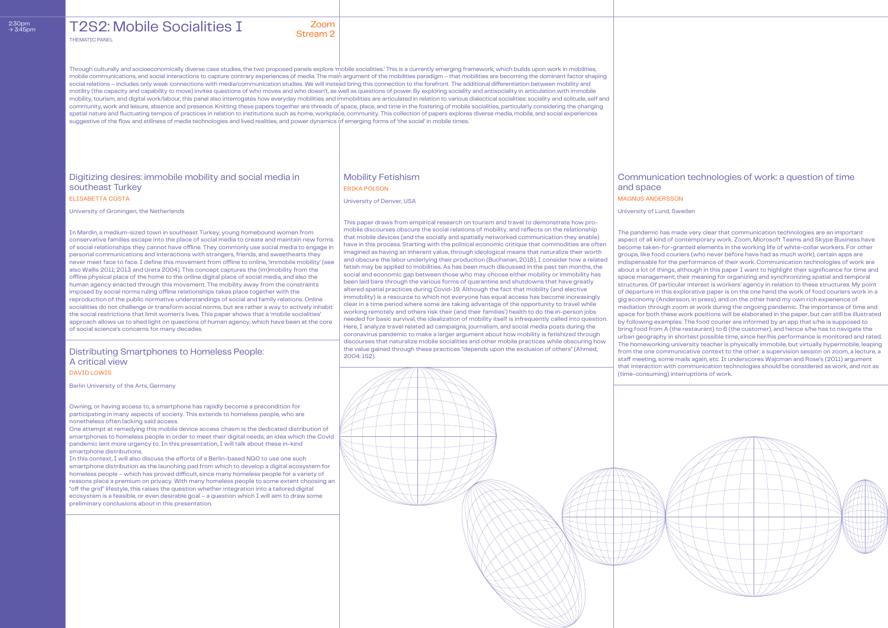2:30pm → 3:45pm

# T2S2: Mobile Socialities I

THEMATIC PANEL

Zoom Stream 2

Through culturally and socioeconomically diverse case studies, the two proposed panels explore 'mobile socialities.' This is a currently emerging framework, which builds upon work in mobilities, mobile communications, and social interactions to capture contrary experiences of media. The main argument of the mobilities paradigm – that mobilities are becoming the dominant factor shaping social relations – includes only weak connections with media/communication studies. We will instead bring this connection to the forefront. The additional differentiation between mobility and motility (the capacity and capability to move) invites questions of who moves and who doesn't, as well as questions of power. By exploring sociality and antisociality in articulation with immobile mobility, tourism, and digital work/labour, this panel also interrogates how everyday mobilities and immobilities are articulated in relation to various dialectical socialities: sociality and solitude, self and community, work and leisure, absence and presence. Knitting these papers together are threads of space, place, and time in the fostering of mobile socialities, particularly considering the changing spatial nature and fluctuating tempos of practices in relation to institutions such as home, workplace, community. This collection of papers explores diverse media, mobile, and social experiences suggestive of the flow and stillness of media technologies and lived realities, and power dynamics of emerging forms of 'the social' in mobile times.

## Digitizing desires: immobile mobility and social media in southeast Turkey

ELISABETTA COSTA

University of Groningen, the Netherlands

In Mardin, a medium-sized town in southeast Turkey, young homebound women from conservative families escape into the place of social media to create and maintain new forms of social relationships they cannot have offline. They commonly use social media to engage in personal communications and interactions with strangers, friends, and sweethearts they never meet face to face. I define this movement from offline to online, 'immobile mobility' (see also Wallis 2011; 2013 and Ureta 2004). This concept captures the (im)mobility from the offline physical place of the home to the online digital place of social media, and also the human agency enacted through this movement. The mobility away from the constraints imposed by social norms ruling offline relationships takes place together with the reproduction of the public normative understandings of social and family relations. Online socialities do not challenge or transform social norms, but are rather a way to actively inhabit the social restrictions that limit women's lives. This paper shows that a 'mobile socialities' approach allows us to shed light on questions of human agency, which have been at the core of social science's concerns for many decades.

## Distributing Smartphones to Homeless People: A critical view

DAVID LOWIS

Berlin University of the Arts, Germany

Owning, or having access to, a smartphone has rapidly become a precondition for participating in many aspects of society. This extends to homeless people, who are nonetheless often lacking said access.

One attempt at remedying this mobile device access chasm is the dedicated distribution of smartphones to homeless people in order to meet their digital needs; an idea which the Covid pandemic lent more urgency to. In this presentation, I will talk about these in-kind smartphone distributions.

In this context, I will also discuss the efforts of a Berlin-based NGO to use one such smartphone distribution as the launching pad from which to develop a digital ecosystem for homeless people – which has proved difficult, since many homeless people for a variety of reasons place a premium on privacy. With many homeless people to some extent choosing an "off the grid" lifestyle, this raises the question whether integration into a tailored digital ecosystem is a feasible, or even desirable goal – a question which I will aim to draw some preliminary conclusions about in this presentation.

## Mobility Fetishism

ERIKA POLSON

University of Denver, USA

This paper draws from empirical research on tourism and travel to demonstrate how pro-mobile discourses obscure the social relations of mobility, and reflects on the relationship that mobile devices (and the socially and spatially networked communication they enable) have in this process. Starting with the political economic critique that commodities are often imagined as having an inherent value, through ideological means that naturalize their worth and obscure the labor underlying their production (Buchanan, 2018), I consider how a related fetish may be applied to mobilities. As has been much discussed in the past ten months, the social and economic gap between those who may choose either mobility or immobility has been laid bare through the various forms of quarantine and shutdowns that have greatly altered spatial practices during Covid-19. Although the fact that mobility (and elective immobility) is a resource to which not everyone has equal access has become increasingly clear in a time period where some are taking advantage of the opportunity to travel while working remotely and others risk their (and their families') health to do the in-person jobs needed for basic survival, the idealization of mobility itself is infrequently called into question. Here, I analyze travel related ad campaigns, journalism, and social media posts during the coronavirus pandemic to make a larger argument about how mobility is fetishized through discourses that naturalize mobile socialities and other mobile practices while obscuring how the value gained through these practices "depends upon the exclusion of others" (Ahmed, 2004: 152).

## Communication technologies of work: a question of time and space

MAGNUS ANDERSSON

University of Lund, Sweden

The pandemic has made very clear that communication technologies are an important aspect of all kind of contemporary work. Zoom, Microsoft Teams and Skype Business have become taken-for-granted elements in the working life of white-collar workers. For other groups, like food couriers (who never before have had as much work), certain apps are indispensable for the performance of their work. Communication technologies of work are about a lot of things, although in this paper I want to highlight their significance for time and space management; their meaning for organizing and synchronizing spatial and temporal structures. Of particular interest is workers' agency in relation to these structures. My point of departure in this explorative paper is on the one hand the work of food couriers work in a gig economy (Andersson, in press), and on the other hand my own rich experience of mediation through zoom at work during the ongoing pandemic. The importance of time and space for both these work positions will be elaborated in the paper, but can still be illustrated by following examples: The food courier are informed by an app that s/he is supposed to bring food from A (the restaurant) to B (the customer), and hence s/he has to navigate the urban geography in shortest possible time, since her/his performance is monitored and rated. The homeworking university teacher is physically immobile, but virtually hypermobile, leaping from the one communicative context to the other: a supervision session on zoom, a lecture, a staff meeting, some mails again, etc. It underscores Wajcman and Rose's (2011) argument that interaction with communication technologies should be considered as work, and not as (time-consuming) interruptions of work.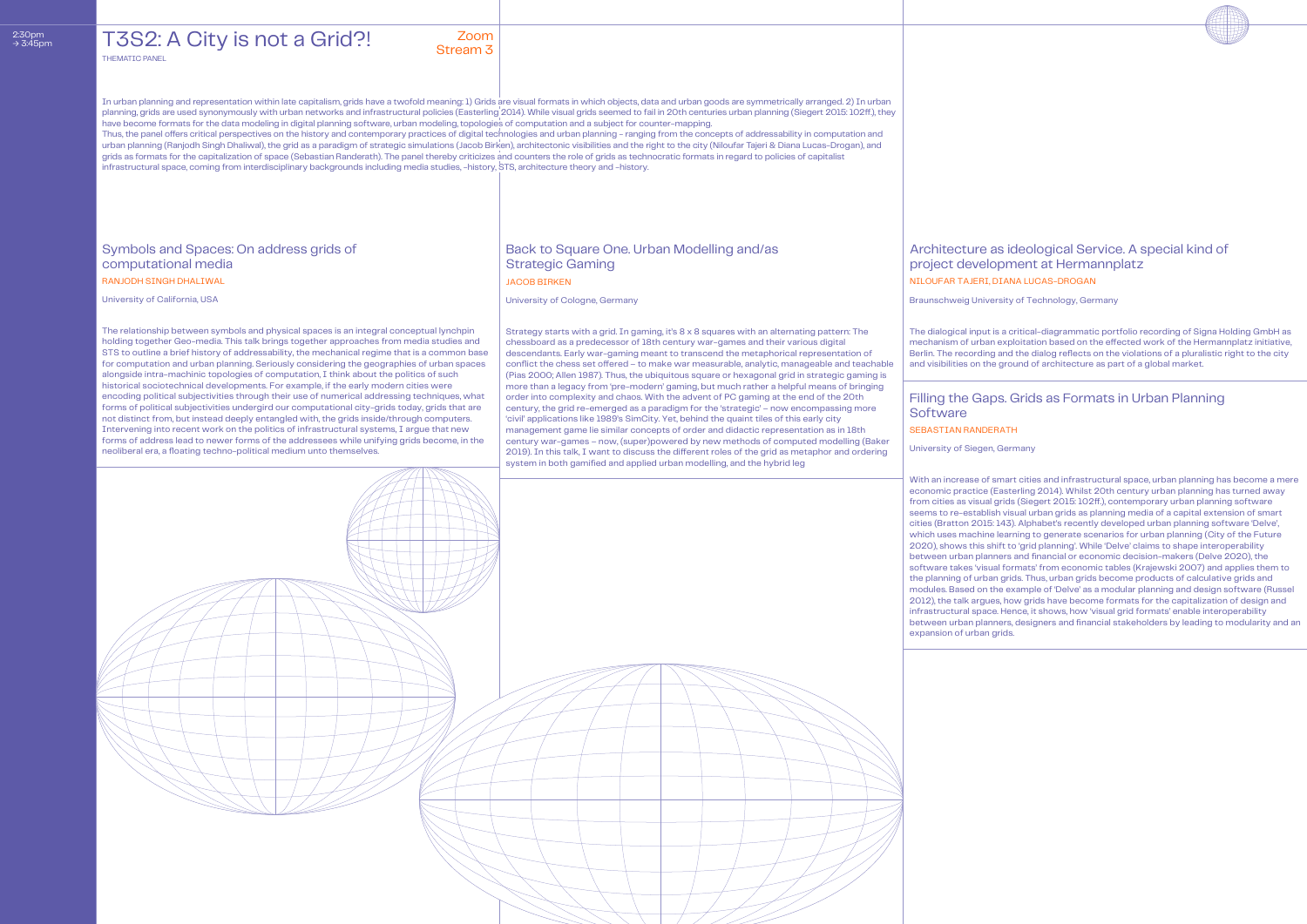2:30pm → 3:45pm

# T3S2: A City is not a Grid?!

Zoom Stream 3

THEMATIC PANEL

In urban planning and representation within late capitalism, grids have a twofold meaning: 1) Grids are visual formats in which objects, data and urban goods are symmetrically arranged. 2) In urban planning, grids are used synonymously with urban networks and infrastructural policies (Easterling 2014). While visual grids seemed to fail in 20th centuries urban planning (Siegert 2015: 102ff.), they have become formats for the data modeling in digital planning software, urban modeling, topologies of computation and a subject for counter-mapping.
Thus, the panel offers critical perspectives on the history and contemporary practices of digital technologies and urban planning – ranging from the concepts of addressability in computation and urban planning (Ranjodh Singh Dhaliwal), the grid as a paradigm of strategic simulations (Jacob Birken), architectonic visibilities and the right to the city (Niloufar Tajeri & Diana Lucas-Drogan), and grids as formats for the capitalization of space (Sebastian Randerath). The panel thereby criticizes and counters the role of grids as technocratic formats in regard to policies of capitalist infrastructural space, coming from interdisciplinary backgrounds including media studies, -history, STS, architecture theory and -history.

## Symbols and Spaces: On address grids of computational media

RANJODH SINGH DHALIWAL

University of California, USA

The relationship between symbols and physical spaces is an integral conceptual lynchpin holding together Geo-media. This talk brings together approaches from media studies and STS to outline a brief history of addressability, the mechanical regime that is a common base for computation and urban planning. Seriously considering the geographies of urban spaces alongside intra-machinic topologies of computation, I think about the politics of such historical sociotechnical developments. For example, if the early modern cities were encoding political subjectivities through their use of numerical addressing techniques, what forms of political subjectivities undergird our computational city-grids today, grids that are not distinct from, but instead deeply entangled with, the grids inside/through computers. Intervening into recent work on the politics of infrastructural systems, I argue that new forms of address lead to newer forms of the addressees while unifying grids become, in the neoliberal era, a floating techno-political medium unto themselves.

## Back to Square One. Urban Modelling and/as Strategic Gaming

JACOB BIRKEN

University of Cologne, Germany

Strategy starts with a grid. In gaming, it's 8 x 8 squares with an alternating pattern: The chessboard as a predecessor of 18th century war-games and their various digital descendants. Early war-gaming meant to transcend the metaphorical representation of conflict the chess set offered – to make war measurable, analytic, manageable and teachable (Pias 2000; Allen 1987). Thus, the ubiquitous square or hexagonal grid in strategic gaming is more than a legacy from 'pre-modern' gaming, but much rather a helpful means of bringing order into complexity and chaos. With the advent of PC gaming at the end of the 20th century, the grid re-emerged as a paradigm for the 'strategic' – now encompassing more 'civil' applications like 1989's SimCity. Yet, behind the quaint tiles of this early city management game lie similar concepts of order and didactic representation as in 18th century war-games – now, (super)powered by new methods of computed modelling (Baker 2019). In this talk, I want to discuss the different roles of the grid as metaphor and ordering system in both gamified and applied urban modelling, and the hybrid leg

## Architecture as ideological Service. A special kind of project development at Hermannplatz

NILOUFAR TAJERI, DIANA LUCAS-DROGAN

Braunschweig University of Technology, Germany

The dialogical input is a critical-diagrammatic portfolio recording of Signa Holding GmbH as mechanism of urban exploitation based on the effected work of the Hermannplatz initiative, Berlin. The recording and the dialog reflects on the violations of a pluralistic right to the city and visibilities on the ground of architecture as part of a global market.

## Filling the Gaps. Grids as Formats in Urban Planning Software

SEBASTIAN RANDERATH

University of Siegen, Germany

With an increase of smart cities and infrastructural space, urban planning has become a mere economic practice (Easterling 2014). Whilst 20th century urban planning has turned away from cities as visual grids (Siegert 2015: 102ff.), contemporary urban planning software seems to re-establish visual urban grids as planning media of a capital extension of smart cities (Bratton 2015: 143). Alphabet's recently developed urban planning software 'Delve', which uses machine learning to generate scenarios for urban planning (City of the Future 2020), shows this shift to 'grid planning'. While 'Delve' claims to shape interoperability between urban planners and financial or economic decision-makers (Delve 2020), the software takes 'visual formats' from economic tables (Krajewski 2007) and applies them to the planning of urban grids. Thus, urban grids become products of calculative grids and modules. Based on the example of 'Delve' as a modular planning and design software (Russel 2012), the talk argues, how grids have become formats for the capitalization of design and infrastructural space. Hence, it shows, how 'visual grid formats' enable interoperability between urban planners, designers and financial stakeholders by leading to modularity and an expansion of urban grids.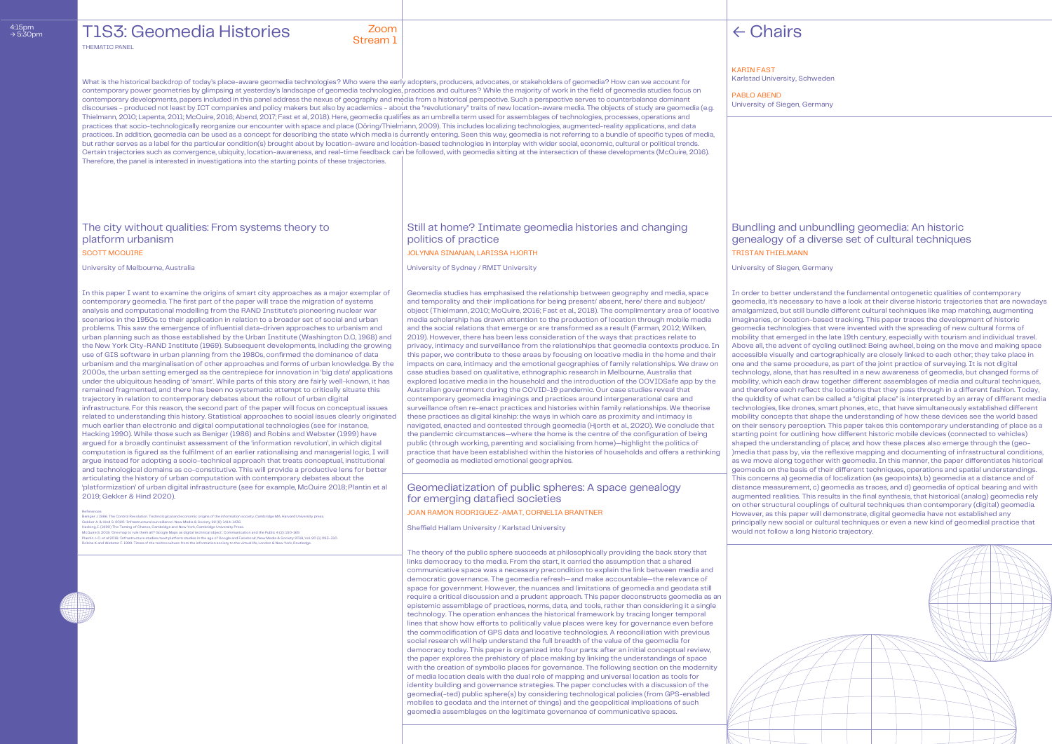4:15pm → 5:30pm

# T1S3: Geomedia Histories

THEMATIC PANEL

Zoom Stream 1

## ← Chairs

KARIN FAST
Karlstad University, Schweden

PABLO ABEND
University of Siegen, Germany

What is the historical backdrop of today's place-aware geomedia technologies? Who were the early adopters, producers, advocates, or stakeholders of geomedia? How can we account for contemporary power geometries by glimpsing at yesterday's landscape of geomedia technologies, practices and cultures? While the majority of work in the field of geomedia studies focus on contemporary developments, papers included in this panel address the nexus of geography and media from a historical perspective. Such a perspective serves to counterbalance dominant discourses – produced not least by ICT companies and policy makers but also by academics – about the "revolutionary" traits of new location-aware media. The objects of study are geomedia (e.g. Thielmann, 2010; Lapenta, 2011; McQuire, 2016; Abend, 2017; Fast et al, 2018). Here, geomedia qualifies as an umbrella term used for assemblages of technologies, processes, operations and practices that socio-technologically reorganize our encounter with space and place (Döring/Thielmann, 2009). This includes localizing technologies, augmented-reality applications, and data practices. In addition, geomedia can be used as a concept for describing the state which media is currently entering. Seen this way, geomedia is not referring to a bundle of specific types of media, but rather serves as a label for the particular condition(s) brought about by location-aware and location-based technologies in interplay with wider social, economic, cultural or political trends. Certain trajectories such as convergence, ubiquity, location-awareness, and real-time feedback can be followed, with geomedia sitting at the intersection of these developments (McQuire, 2016). Therefore, the panel is interested in investigations into the starting points of these trajectories.

### The city without qualities: From systems theory to platform urbanism

SCOTT MCQUIRE

University of Melbourne, Australia

In this paper I want to examine the origins of smart city approaches as a major exemplar of contemporary geomedia. The first part of the paper will trace the migration of systems analysis and computational modelling from the RAND Institute's pioneering nuclear war scenarios in the 1950s to their application in relation to a broader set of social and urban problems. This saw the emergence of influential data-driven approaches to urbanism and urban planning such as those established by the Urban Institute (Washington D.C, 1968) and the New York City-RAND Institute (1969). Subsequent developments, including the growing use of GIS software in urban planning from the 1980s, confirmed the dominance of data urbanism and the marginalisation of other approaches and forms of urban knowledge. By the 2000s, the urban setting emerged as the centrepiece for innovation in 'big data' applications under the ubiquitous heading of 'smart'. While parts of this story are fairly well-known, it has remained fragmented, and there has been no systematic attempt to critically situate this trajectory in relation to contemporary debates about the rollout of urban digital infrastructure. For this reason, the second part of the paper will focus on conceptual issues related to understanding this history. Statistical approaches to social issues clearly originated much earlier than electronic and digital computational technologies (see for instance, Hacking 1990). While those such as Beniger (1986) and Robins and Webster (1999) have argued for a broadly continuist assessment of the 'information revolution', in which digital computation is figured as the fulfilment of an earlier rationalising and managerial logic, I will argue instead for adopting a socio-technical approach that treats conceptual, institutional and technological domains as co-constitutive. This will provide a productive lens for better articulating the history of urban computation with contemporary debates about the 'platformization' of urban digital infrastructure (see for example, McQuire 2018; Plantin et al 2019; Gekker & Hind 2020).

References
Beniger J. 1986. The Control Revolution. Technological and economic origins of the information society, Cambridge MA, Harvard University press.
Gekker A. & Hind S. 2020. 'Infrastructural surveillance' New Media & Society 22(8) 1414-1436
Hacking, I. (1990) The Taming of Chance, Cambridge and New York, Cambridge University Press.
McQuire S. 2019 'One map to rule them all? Google Maps as digital technical object', Communication and the Public 4 (2) 150-165
Plantin J-C et al 2018. 'Infrastructure studies meet platform studies in the age of Google and Facebook' New Media & Society 2018, Vol. 20 (1) 293–310.
Robins K and Webster F. 1999. Times of the technoculture: from the information society to the virtual life London & New York, Routledge.

### Still at home? Intimate geomedia histories and changing politics of practice

JOLYNNA SINANAN, LARISSA HJORTH

University of Sydney / RMIT University

Geomedia studies has emphasised the relationship between geography and media, space and temporality and their implications for being present/ absent, here/ there and subject/ object (Thielmann, 2010; McQuire, 2016; Fast et al, 2018). The complimentary area of locative media scholarship has drawn attention to the production of location through mobile media and the social relations that emerge or are transformed as a result (Farman, 2012; Wilken, 2019). However, there has been less consideration of the ways that practices relate to privacy, intimacy and surveillance from the relationships that geomedia contexts produce. In this paper, we contribute to these areas by focusing on locative media in the home and their impacts on care, intimacy and the emotional geographies of family relationships. We draw on case studies based on qualitative, ethnographic research in Melbourne, Australia that explored locative media in the household and the introduction of the COVIDSafe app by the Australian government during the COVID-19 pandemic. Our case studies reveal that contemporary geomedia imaginings and practices around intergenerational care and surveillance often re-enact practices and histories within family relationships. We theorise these practices as digital kinship: the ways in which care as proximity and intimacy is navigated, enacted and contested through geomedia (Hjorth et al, 2020). We conclude that the pandemic circumstances—where the home is the centre of the configuration of being public (through working, parenting and socialising from home)—highlight the politics of practice that have been established within the histories of households and offers a rethinking of geomedia as mediated emotional geographies.

### Geomediatization of public spheres: A space genealogy for emerging datafied societies

JOAN RAMON RODRIGUEZ-AMAT, CORNELIA BRANTNER

Sheffield Hallam University / Karlstad University

The theory of the public sphere succeeds at philosophically providing the back story that links democracy to the media. From the start, it carried the assumption that a shared communicative space was a necessary precondition to explain the link between media and democratic governance. The geomedia refresh—and make accountable—the relevance of space for government. However, the nuances and limitations of geomedia and geodata still require a critical discussion and a prudent approach. This paper deconstructs geomedia as an epistemic assemblage of practices, norms, data, and tools, rather than considering it a single technology. The operation enhances the historical framework by tracing longer temporal lines that show how efforts to politically value places were key for governance even before the commodification of GPS data and locative technologies. A reconciliation with previous social research will help understand the full breadth of the value of the geomedia for democracy today. This paper is organized into four parts: after an initial conceptual review, the paper explores the prehistory of place making by linking the understandings of space with the creation of symbolic places for governance. The following section on the modernity of media location deals with the dual role of mapping and universal location as tools for identity building and governance strategies. The paper concludes with a discussion of the geomedia(-ted) public sphere(s) by considering technological policies (from GPS-enabled mobiles to geodata and the internet of things) and the geopolitical implications of such geomedia assemblages on the legitimate governance of communicative spaces.

### Bundling and unbundling geomedia: An historic genealogy of a diverse set of cultural techniques

TRISTAN THIELMANN

University of Siegen, Germany

In order to better understand the fundamental ontogenetic qualities of contemporary geomedia, it's necessary to have a look at their diverse historic trajectories that are nowadays amalgamized, but still bundle different cultural techniques like map matching, augmenting imaginaries, or location-based tracking. This paper traces the development of historic geomedia technologies that were invented with the spreading of new cultural forms of mobility that emerged in the late 19th century, especially with tourism and individual travel. Above all, the advent of cycling outlined: Being awheel, being on the move and making space accessible visually and cartographically are closely linked to each other; they take place in one and the same procedure, as part of the joint practice of surveying. It is not digital technology, alone, that has resulted in a new awareness of geomedia, but changed forms of mobility, which each draw together different assemblages of media and cultural techniques, and therefore each reflect the locations that they pass through in a different fashion. Today, the quiddity of what can be called a "digital place" is interpreted by an array of different media technologies, like drones, smart phones, etc., that have simultaneously established different mobility concepts that shape the understanding of how these devices see the world based on their sensory perception. This paper takes this contemporary understanding of place as a starting point for outlining how different historic mobile devices (connected to vehicles) shaped the understanding of place; and how these places also emerge through the (geo-)media that pass by, via the reflexive mapping and documenting of infrastructural conditions, as we move along together with geomedia. In this manner, the paper differentiates historical geomedia on the basis of their different techniques, operations and spatial understandings. This concerns a) geomedia of localization (as geopoints), b) geomedia at a distance and of distance measurement, c) geomedia as traces, and d) geomedia of optical bearing and with augmented realities. This results in the final synthesis, that historical (analog) geomedia rely on other structural couplings of cultural techniques than contemporary (digital) geomedia. However, as this paper will demonstrate, digital geomedia have not established any principally new social or cultural techniques or even a new kind of geomedial practice that would not follow a long historic trajectory.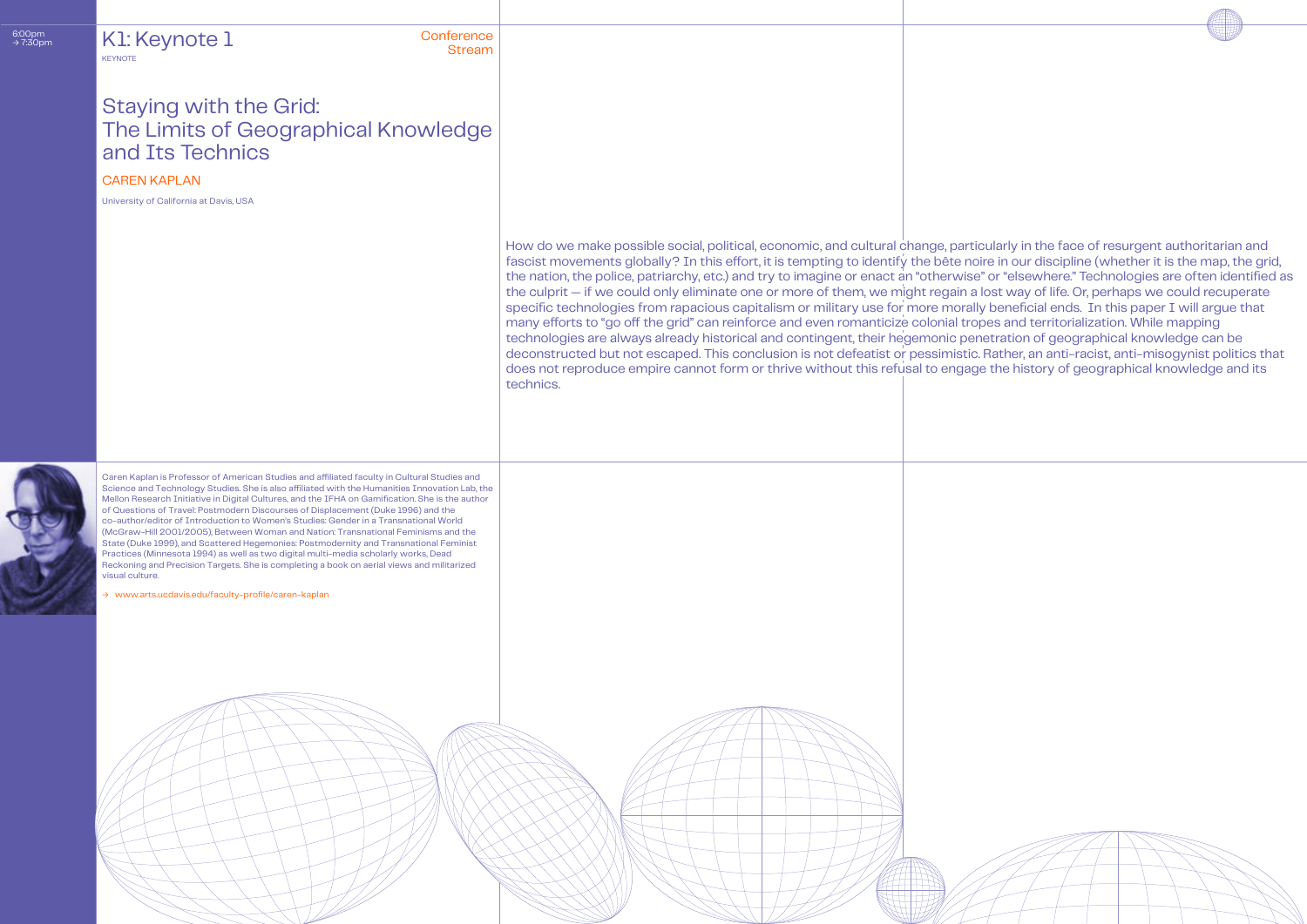6:00pm
→ 7:30pm

# K1: Keynote 1

KEYNOTE

Conference Stream

## Staying with the Grid: The Limits of Geographical Knowledge and Its Technics

CAREN KAPLAN

University of California at Davis, USA

How do we make possible social, political, economic, and cultural change, particularly in the face of resurgent authoritarian and fascist movements globally? In this effort, it is tempting to identify the bête noire in our discipline (whether it is the map, the grid, the nation, the police, patriarchy, etc.) and try to imagine or enact an "otherwise" or "elsewhere." Technologies are often identified as the culprit — if we could only eliminate one or more of them, we might regain a lost way of life. Or, perhaps we could recuperate specific technologies from rapacious capitalism or military use for more morally beneficial ends. In this paper I will argue that many efforts to "go off the grid" can reinforce and even romanticize colonial tropes and territorialization. While mapping technologies are always already historical and contingent, their hegemonic penetration of geographical knowledge can be deconstructed but not escaped. This conclusion is not defeatist or pessimistic. Rather, an anti-racist, anti-misogynist politics that does not reproduce empire cannot form or thrive without this refusal to engage the history of geographical knowledge and its technics.

Caren Kaplan is Professor of American Studies and affiliated faculty in Cultural Studies and Science and Technology Studies. She is also affiliated with the Humanities Innovation Lab, the Mellon Research Initiative in Digital Cultures, and the IFHA on Gamification. She is the author of Questions of Travel: Postmodern Discourses of Displacement (Duke 1996) and the co-author/editor of Introduction to Women's Studies: Gender in a Transnational World (McGraw-Hill 2001/2005), Between Woman and Nation: Transnational Feminisms and the State (Duke 1999), and Scattered Hegemonies: Postmodernity and Transnational Feminist Practices (Minnesota 1994) as well as two digital multi-media scholarly works, Dead Reckoning and Precision Targets. She is completing a book on aerial views and militarized visual culture.

→ www.arts.ucdavis.edu/faculty-profile/caren-kaplan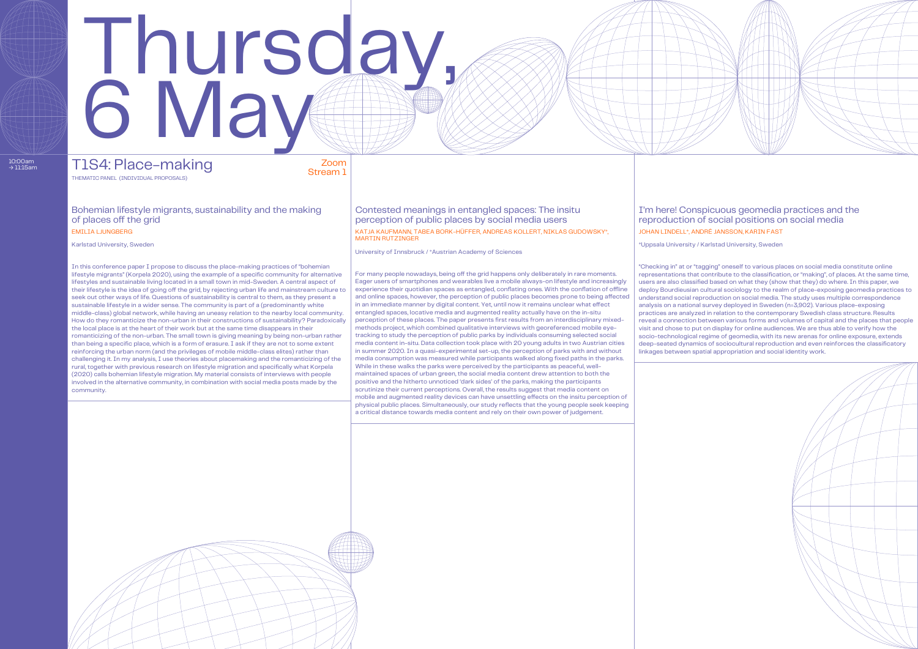# Thursday, 6 May

10:00am → 11:15am

## T1S4: Place-making

THEMATIC PANEL (INDIVIDUAL PROPOSALS)

Zoom Stream 1

### Bohemian lifestyle migrants, sustainability and the making of places off the grid

EMILIA LJUNGBERG

Karlstad University, Sweden

In this conference paper I propose to discuss the place-making practices of "bohemian lifestyle migrants" (Korpela 2020), using the example of a specific community for alternative lifestyles and sustainable living located in a small town in mid-Sweden. A central aspect of their lifestyle is the idea of going off the grid, by rejecting urban life and mainstream culture to seek out other ways of life. Questions of sustainability is central to them, as they present a sustainable lifestyle in a wider sense. The community is part of a (predominantly white middle-class) global network, while having an uneasy relation to the nearby local community. How do they romanticize the non-urban in their constructions of sustainability? Paradoxically the local place is at the heart of their work but at the same time disappears in their romanticizing of the non-urban. The small town is giving meaning by being non-urban rather than being a specific place, which is a form of erasure. I ask if they are not to some extent reinforcing the urban norm (and the privileges of mobile middle-class elites) rather than challenging it. In my analysis, I use theories about placemaking and the romanticizing of the rural, together with previous research on lifestyle migration and specifically what Korpela (2020) calls bohemian lifestyle migration. My material consists of interviews with people involved in the alternative community, in combination with social media posts made by the community.

### Contested meanings in entangled spaces: The insitu perception of public places by social media users

KATJA KAUFMANN, TABEA BORK-HÜFFER, ANDREAS KOLLERT, NIKLAS GUDOWSKY*, MARTIN RUTZINGER

University of Innsbruck / *Austrian Academy of Sciences

For many people nowadays, being off the grid happens only deliberately in rare moments. Eager users of smartphones and wearables live a mobile always-on lifestyle and increasingly experience their quotidian spaces as entangled, conflating ones. With the conflation of offline and online spaces, however, the perception of public places becomes prone to being affected in an immediate manner by digital content. Yet, until now it remains unclear what effect entangled spaces, locative media and augmented reality actually have on the in-situ perception of these places. The paper presents first results from an interdisciplinary mixed-methods project, which combined qualitative interviews with georeferenced mobile eye-tracking to study the perception of public parks by individuals consuming selected social media content in-situ. Data collection took place with 20 young adults in two Austrian cities in summer 2020. In a quasi-experimental set-up, the perception of parks with and without media consumption was measured while participants walked along fixed paths in the parks. While in these walks the parks were perceived by the participants as peaceful, well-maintained spaces of urban green, the social media content drew attention to both the positive and the hitherto unnoticed 'dark sides' of the parks, making the participants scrutinize their current perceptions. Overall, the results suggest that media content on mobile and augmented reality devices can have unsettling effects on the insitu perception of physical public places. Simultaneously, our study reflects that the young people seek keeping a critical distance towards media content and rely on their own power of judgement.

### I'm here! Conspicuous geomedia practices and the reproduction of social positions on social media

JOHAN LINDELL*, ANDRÉ JANSSON, KARIN FAST

*Uppsala University / Karlstad University, Sweden

"Checking in" at or "tagging" oneself to various places on social media constitute online representations that contribute to the classification, or "making", of places. At the same time, users are also classified based on what they (show that they) do where. In this paper, we deploy Bourdieusian cultural sociology to the realm of place-exposing geomedia practices to understand social reproduction on social media. The study uses multiple correspondence analysis on a national survey deployed in Sweden (n=3,902). Various place-exposing practices are analyzed in relation to the contemporary Swedish class structure. Results reveal a connection between various forms and volumes of capital and the places that people visit and chose to put on display for online audiences. We are thus able to verify how the socio-technological regime of geomedia, with its new arenas for online exposure, extends deep-seated dynamics of sociocultural reproduction and even reinforces the classificatory linkages between spatial appropriation and social identity work.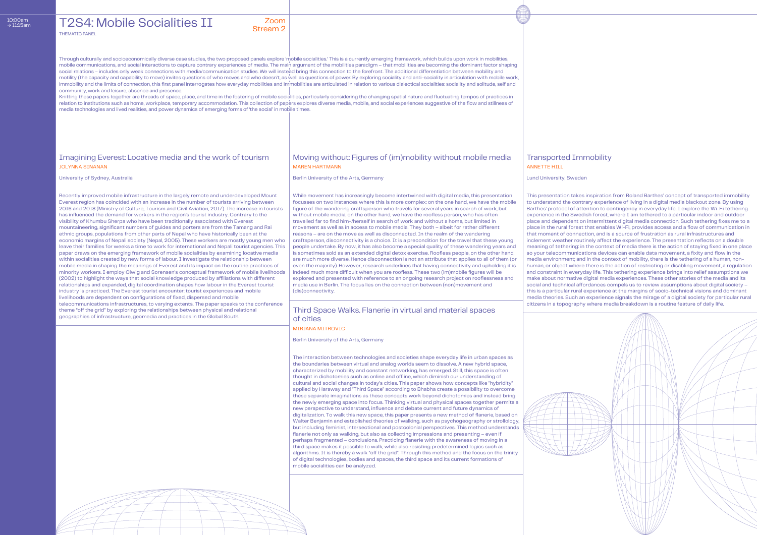10:00am
→ 11:15am

# T2S4: Mobile Socialities II

THEMATIC PANEL

Zoom
Stream 2

Through culturally and socioeconomically diverse case studies, the two proposed panels explore 'mobile socialities.' This is a currently emerging framework, which builds upon work in mobilities, mobile communications, and social interactions to capture contrary experiences of media. The main argument of the mobilities paradigm – that mobilities are becoming the dominant factor shaping social relations – includes only weak connections with media/communication studies. We will instead bring this connection to the forefront. The additional differentiation between mobility and motility (the capacity and capability to move) invites questions of who moves and who doesn't, as well as questions of power. By exploring sociality and anti-sociality in articulation with mobile work, immobility and the limits of connection, this first panel interrogates how everyday mobilities and immobilities are articulated in relation to various dialectical socialities: sociality and solitude, self and community, work and leisure, absence and presence.

Knitting these papers together are threads of space, place, and time in the fostering of mobile socialities, particularly considering the changing spatial nature and fluctuating tempos of practices in relation to institutions such as home, workplace, temporary accommodation. This collection of papers explores diverse media, mobile, and social experiences suggestive of the flow and stillness of media technologies and lived realities, and power dynamics of emerging forms of 'the social' in mobile times.

## Imagining Everest: Locative media and the work of tourism

JOLYNNA SINANAN

University of Sydney, Australia

Recently improved mobile infrastructure in the largely remote and underdeveloped Mount Everest region has coincided with an increase in the number of tourists arriving between 2016 and 2018 (Ministry of Culture, Tourism and Civil Aviation, 2017). The increase in tourists has influenced the demand for workers in the region's tourist industry. Contrary to the visibility of Khumbu Sherpa who have been traditionally associated with Everest mountaineering, significant numbers of guides and porters are from the Tamang and Rai ethnic groups, populations from other parts of Nepal who have historically been at the economic margins of Nepali society (Nepal, 2005). These workers are mostly young men who leave their families for weeks a time to work for international and Nepali tourist agencies. This paper draws on the emerging framework of mobile socialities by examining locative media within socialities created by new forms of labour. I investigate the relationship between mobile media in shaping the meanings of Everest and its impact on the routine practices of minority workers. I employ Olwig and Sorensen's conceptual framework of mobile livelihoods (2002) to highlight the ways that social knowledge produced by affiliations with different relationships and expanded, digital coordination shapes how labour in the Everest tourist industry is practiced. The Everest tourist encounter: tourist experiences and mobile livelihoods are dependent on configurations of fixed, dispersed and mobile telecommunications infrastructures, to varying extents. The paper speaks to the conference theme "off the grid" by exploring the relationships between physical and relational geographies of infrastructure, geomedia and practices in the Global South.

## Moving without: Figures of (im)mobility without mobile media

MAREN HARTMANN

Berlin University of the Arts, Germany

While movement has increasingly become intertwined with digital media, this presentation focusses on two instances where this is more complex: on the one hand, we have the mobile figure of the wandering craftsperson who travels for several years in search of work, but without mobile media, on the other hand, we have the roofless person, who has often travelled far to find him-/herself in search of work and without a home, but limited in movement as well as in access to mobile media. They both – albeit for rather different reasons – are on the move as well as disconnected. In the realm of the wandering craftsperson, disconnectivity is a choice. It is a precondition for the travel that these young people undertake. By now, it has also become a special quality of these wandering years and is sometimes sold as an extended digital detox exercise. Roofless people, on the other hand, are much more diverse. Hence disconnection is not an attribute that applies to all of them (or even the majority). However, research underlines that having connectivity and upholding it is indeed much more difficult when you are roofless. These two (im)mobile figures will be explored and presented with reference to an ongoing research project on rooflessness and media use in Berlin. The focus lies on the connection between (non)movement and (dis)connectivity.

## Third Space Walks. Flanerie in virtual and material spaces of cities

MIRJANA MITROVIC

Berlin University of the Arts, Germany

The interaction between technologies and societies shape everyday life in urban spaces as the boundaries between virtual and analog worlds seem to dissolve. A new hybrid space, characterized by mobility and constant networking, has emerged. Still, this space is often thought in dichotomies such as online and offline, which diminish our understanding of cultural and social changes in today's cities. This paper shows how concepts like "hybridity" applied by Haraway and "Third Space" according to Bhabha create a possibility to overcome these separate imaginations as these concepts work beyond dichotomies and instead bring the newly emerging space into focus. Thinking virtual and physical spaces together permits a new perspective to understand, influence and debate current and future dynamics of digitalization. To walk this new space, this paper presents a new method of flanerie, based on Walter Benjamin and established theories of walking, such as psychogeography or strollology, but including feminist, intersectional and postcolonial perspectives. This method understands flanerie not only as walking, but also as collecting impressions and presenting – even if perhaps fragmented – conclusions. Practicing flanerie with the awareness of moving in a third space makes it possible to walk, while also resisting predetermined logics such as algorithms. It is thereby a walk "off the grid". Through this method and the focus on the trinity of digital technologies, bodies and spaces, the third space and its current formations of mobile socialities can be analyzed.

## Transported Immobility

ANNETTE HILL

Lund University, Sweden

This presentation takes inspiration from Roland Barthes' concept of transported immobility to understand the contrary experience of living in a digital media blackout zone. By using Barthes' protocol of attention to contingency in everyday life, I explore the Wi-Fi tethering experience in the Swedish forest, where I am tethered to a particular indoor and outdoor place and dependent on intermittent digital media connection. Such tethering fixes me to a place in the rural forest that enables Wi-Fi, provides access and a flow of communication in that moment of connection, and is a source of frustration as rural infrastructures and inclement weather routinely affect the experience. The presentation reflects on a double meaning of tethering: in the context of media there is the action of staying fixed in one place so your telecommunications devices can enable data movement, a fixity and flow in the media environment; and in the context of mobility, there is the tethering of a human, non-human, or object where there is the action of restricting or disabling movement, a regulation and constraint in everyday life. This tethering experience brings into relief assumptions we make about normative digital media experiences. These other stories of the media and its social and technical affordances compels us to review assumptions about digital society – this is a particular rural experience at the margins of socio-technical visions and dominant media theories. Such an experience signals the mirage of a digital society for particular rural citizens in a topography where media breakdown is a routine feature of daily life.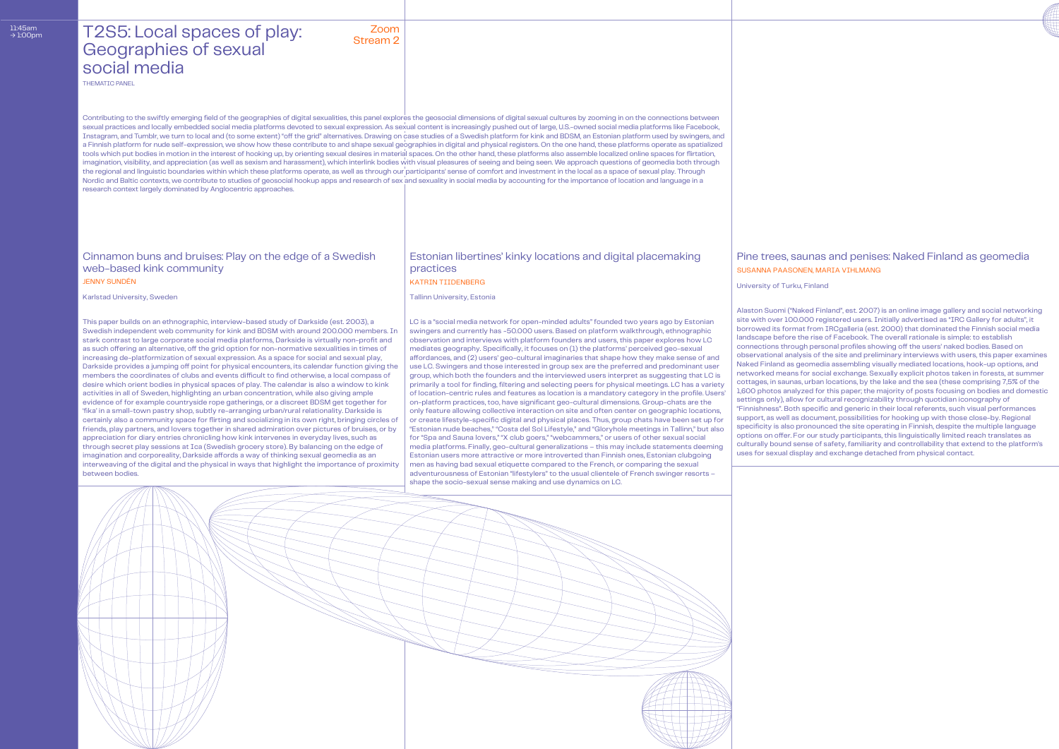11:45am
→ 1:00pm

# T2S5: Local spaces of play: Geographies of sexual social media

Zoom
Stream 2

THEMATIC PANEL

Contributing to the swiftly emerging field of the geographies of digital sexualities, this panel explores the geosocial dimensions of digital sexual cultures by zooming in on the connections between sexual practices and locally embedded social media platforms devoted to sexual expression. As sexual content is increasingly pushed out of large, U.S.-owned social media platforms like Facebook, Instagram, and Tumblr, we turn to local and (to some extent) "off the grid" alternatives. Drawing on case studies of a Swedish platform for kink and BDSM, an Estonian platform used by swingers, and a Finnish platform for nude self-expression, we show how these contribute to and shape sexual geographies in digital and physical registers. On the one hand, these platforms operate as spatialized tools which put bodies in motion in the interest of hooking up, by orienting sexual desires in material spaces. On the other hand, these platforms also assemble localized online spaces for flirtation, imagination, visibility, and appreciation (as well as sexism and harassment), which interlink bodies with visual pleasures of seeing and being seen. We approach questions of geomedia both through the regional and linguistic boundaries within which these platforms operate, as well as through our participants' sense of comfort and investment in the local as a space of sexual play. Through Nordic and Baltic contexts, we contribute to studies of geosocial hookup apps and research of sex and sexuality in social media by accounting for the importance of location and language in a research context largely dominated by Anglocentric approaches.

## Cinnamon buns and bruises: Play on the edge of a Swedish web-based kink community

JENNY SUNDÉN

Karlstad University, Sweden

This paper builds on an ethnographic, interview-based study of Darkside (est. 2003), a Swedish independent web community for kink and BDSM with around 200.000 members. In stark contrast to large corporate social media platforms, Darkside is virtually non-profit and as such offering an alternative, off the grid option for non-normative sexualities in times of increasing de-platformization of sexual expression. As a space for social and sexual play, Darkside provides a jumping off point for physical encounters, its calendar function giving the members the coordinates of clubs and events difficult to find otherwise, a local compass of desire which orient bodies in physical spaces of play. The calendar is also a window to kink activities in all of Sweden, highlighting an urban concentration, while also giving ample evidence of for example countryside rope gatherings, or a discreet BDSM get together for 'fika' in a small-town pastry shop, subtly re-arranging urban/rural relationality. Darkside is certainly also a community space for flirting and socializing in its own right, bringing circles of friends, play partners, and lovers together in shared admiration over pictures of bruises, or by appreciation for diary entries chronicling how kink intervenes in everyday lives, such as through secret play sessions at Ica (Swedish grocery store). By balancing on the edge of imagination and corporeality, Darkside affords a way of thinking sexual geomedia as an interweaving of the digital and the physical in ways that highlight the importance of proximity between bodies.

## Estonian libertines' kinky locations and digital placemaking practices

KATRIN TIIDENBERG

Tallinn University, Estonia

LC is a "social media network for open-minded adults" founded two years ago by Estonian swingers and currently has ~50.000 users. Based on platform walkthrough, ethnographic observation and interviews with platform founders and users, this paper explores how LC mediates geography. Specifically, it focuses on (1) the platforms' perceived geo-sexual affordances, and (2) users' geo-cultural imaginaries that shape how they make sense of and use LC. Swingers and those interested in group sex are the preferred and predominant user group, which both the founders and the interviewed users interpret as suggesting that LC is primarily a tool for finding, filtering and selecting peers for physical meetings. LC has a variety of location-centric rules and features as location is a mandatory category in the profile. Users' on-platform practices, too, have significant geo-cultural dimensions. Group-chats are the only feature allowing collective interaction on site and often center on geographic locations, or create lifestyle-specific digital and physical places. Thus, group chats have been set up for "Estonian nude beaches," "Costa del Sol Lifestyle," and "Gloryhole meetings in Tallinn," but also for "Spa and Sauna lovers," "X club goers," "webcammers," or users of other sexual social media platforms. Finally, geo-cultural generalizations – this may include statements deeming Estonian users more attractive or more introverted than Finnish ones, Estonian clubgoing men as having bad sexual etiquette compared to the French, or comparing the sexual adventurousness of Estonian "lifestylers" to the usual clientele of French swinger resorts – shape the socio-sexual sense making and use dynamics on LC.

## Pine trees, saunas and penises: Naked Finland as geomedia

SUSANNA PAASONEN, MARIA VIHLMANG

University of Turku, Finland

Alaston Suomi ("Naked Finland", est. 2007) is an online image gallery and social networking site with over 100.000 registered users. Initially advertised as "IRC Gallery for adults", it borrowed its format from IRCgalleria (est. 2000) that dominated the Finnish social media landscape before the rise of Facebook. The overall rationale is simple: to establish connections through personal profiles showing off the users' naked bodies. Based on observational analysis of the site and preliminary interviews with users, this paper examines Naked Finland as geomedia assembling visually mediated locations, hook-up options, and networked means for social exchange. Sexually explicit photos taken in forests, at summer cottages, in saunas, urban locations, by the lake and the sea (these comprising 7,5% of the 1,600 photos analyzed for this paper; the majority of posts focusing on bodies and domestic settings only), allow for cultural recognizability through quotidian iconography of "Finnishness". Both specific and generic in their local referents, such visual performances support, as well as document, possibilities for hooking up with those close-by. Regional specificity is also pronounced the site operating in Finnish, despite the multiple language options on offer. For our study participants, this linguistically limited reach translates as culturally bound sense of safety, familiarity and controllability that extend to the platform's uses for sexual display and exchange detached from physical contact.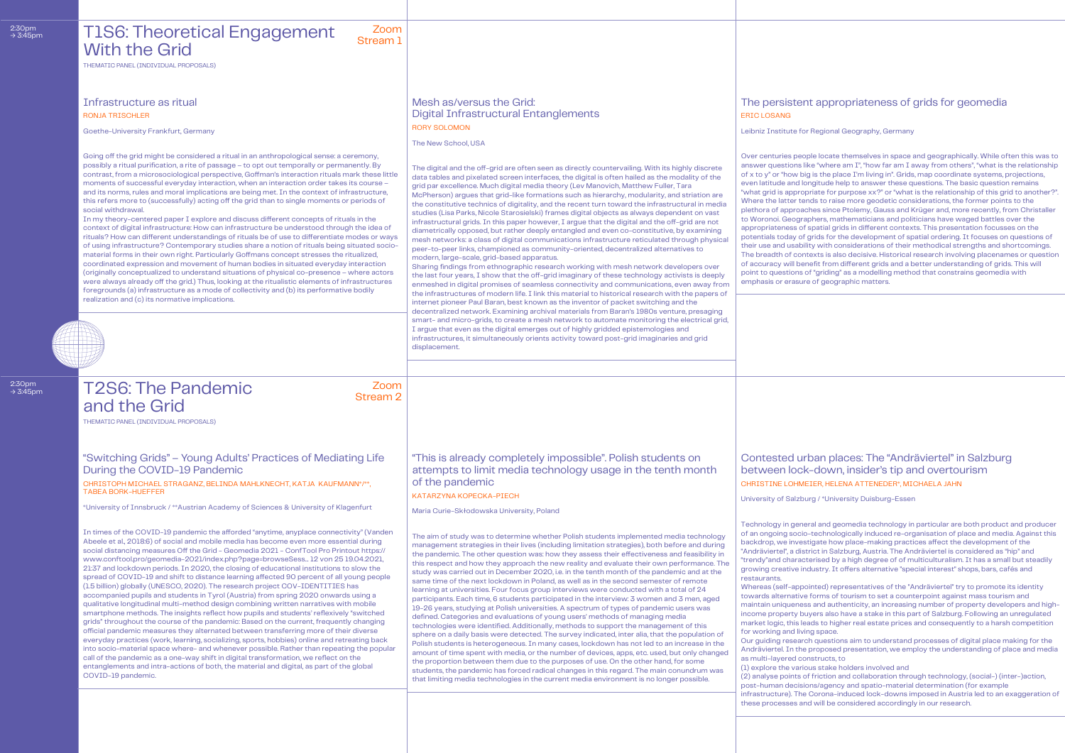2:30pm → 3:45pm

# T1S6: Theoretical Engagement With the Grid

Zoom Stream 1

THEMATIC PANEL (INDIVIDUAL PROPOSALS)

## Infrastructure as ritual

RONJA TRISCHLER

Goethe-University Frankfurt, Germany

Going off the grid might be considered a ritual in an anthropological sense: a ceremony, possibly a ritual purification, a rite of passage – to opt out temporally or permanently. By contrast, from a microsociological perspective, Goffman's interaction rituals mark these little moments of successful everyday interaction, when an interaction order takes its course – and its norms, rules and moral implications are being met. In the context of infrastructure, this refers more to (successfully) acting off the grid than to single moments or periods of social withdrawal.
In my theory-centered paper I explore and discuss different concepts of rituals in the context of digital infrastructure: How can infrastructure be understood through the idea of rituals? How can different understandings of rituals be of use to differentiate modes or ways of using infrastructure? Contemporary studies share a notion of rituals being situated socio-material forms in their own right. Particularly Goffmans concept stresses the ritualized, coordinated expression and movement of human bodies in situated everyday interaction (originally conceptualized to understand situations of physical co-presence – where actors were always already off the grid.) Thus, looking at the ritualistic elements of infrastructures foregrounds (a) infrastructure as a mode of collectivity and (b) its performative bodily realization and (c) its normative implications.

## Mesh as/versus the Grid: Digital Infrastructural Entanglements

RORY SOLOMON

The New School, USA

The digital and the off-grid are often seen as directly countervailing. With its highly discrete data tables and pixelated screen interfaces, the digital is often hailed as the modality of the grid par excellence. Much digital media theory (Lev Manovich, Matthew Fuller, Tara McPherson) argues that grid-like formations such as hierarchy, modularity, and striation are the constitutive technics of digitality, and the recent turn toward the infrastructural in media studies (Lisa Parks, Nicole Starosielski) frames digital objects as always dependent on vast infrastructural grids. In this paper however, I argue that the digital and the off-grid are not diametrically opposed, but rather deeply entangled and even co-constitutive, by examining mesh networks: a class of digital communications infrastructure reticulated through physical peer-to-peer links, championed as community-oriented, decentralized alternatives to modern, large-scale, grid-based apparatus.
Sharing findings from ethnographic research working with mesh network developers over the last four years, I show that the off-grid imaginary of these technology activists is deeply enmeshed in digital promises of seamless connectivity and communications, even away from the infrastructures of modern life. I link this material to historical research with the papers of internet pioneer Paul Baran, best known as the inventor of packet switching and the decentralized network. Examining archival materials from Baran's 1980s venture, presaging smart- and micro-grids, to create a mesh network to automate monitoring the electrical grid, I argue that even as the digital emerges out of highly gridded epistemologies and infrastructures, it simultaneously orients activity toward post-grid imaginaries and grid displacement.

## The persistent appropriateness of grids for geomedia

ERIC LOSANG

Leibniz Institute for Regional Geography, Germany

Over centuries people locate themselves in space and geographically. While often this was to answer questions like "where am I", "how far am I away from others", "what is the relationship of x to y" or "how big is the place I'm living in". Grids, map coordinate systems, projections, even latitude and longitude help to answer these questions. The basic question remains "what grid is appropriate for purpose xx?" or "what is the relationship of this grid to another?". Where the latter tends to raise more geodetic considerations, the former points to the plethora of approaches since Ptolemy, Gauss and Krüger and, more recently, from Christaller to Woronoi. Geographers, mathematicians and politicians have waged battles over the appropriateness of spatial grids in different contexts. This presentation focusses on the potentials today of grids for the development of spatial ordering. It focuses on questions of their use and usability with considerations of their methodical strengths and shortcomings. The breadth of contexts is also decisive. Historical research involving placenames or question of accuracy will benefit from different grids and a better understanding of grids. This will point to questions of "griding" as a modelling method that constrains geomedia with emphasis or erasure of geographic matters.

2:30pm → 3:45pm

# T2S6: The Pandemic and the Grid

Zoom Stream 2

THEMATIC PANEL (INDIVIDUAL PROPOSALS)

## "Switching Grids" – Young Adults' Practices of Mediating Life During the COVID-19 Pandemic

CHRISTOPH MICHAEL STRAGANZ, BELINDA MAHLKNECHT, KATJA KAUFMANN*/**, TABEA BORK-HUEFFER

*University of Innsbruck / **Austrian Academy of Sciences & University of Klagenfurt

In times of the COVID-19 pandemic the afforded "anytime, anyplace connectivity" (Vanden Abeele et al., 2018:6) of social and mobile media has become even more essential during social distancing measures Off the Grid - Geomedia 2021 - ConfTool Pro Printout https://www.conftool.pro/geomedia-2021/index.php?page=browseSess... 12 von 25 19.04.2021, 21:37 and lockdown periods. In 2020, the closing of educational institutions to slow the spread of COVID-19 and shift to distance learning affected 90 percent of all young people (1.5 billion) globally (UNESCO, 2020). The research project COV-IDENTITIES has accompanied pupils and students in Tyrol (Austria) from spring 2020 onwards using a qualitative longitudinal multi-method design combining written narratives with mobile smartphone methods. The insights reflect how pupils and students' reflexively "switched grids" throughout the course of the pandemic: Based on the current, frequently changing official pandemic measures they alternated between transferring more of their diverse everyday practices (work, learning, socializing, sports, hobbies) online and retreating back into socio-material space where- and whenever possible. Rather than repeating the popular call of the pandemic as a one-way shift in digital transformation, we reflect on the entanglements and intra-actions of both, the material and digital, as part of the global COVID-19 pandemic.

## "This is already completely impossible". Polish students on attempts to limit media technology usage in the tenth month of the pandemic

KATARZYNA KOPECKA-PIECH

Maria Curie-Skłodowska University, Poland

The aim of study was to determine whether Polish students implemented media technology management strategies in their lives (including limitation strategies), both before and during the pandemic. The other question was: how they assess their effectiveness and feasibility in this respect and how they approach the new reality and evaluate their own performance. The study was carried out in December 2020, i.e. in the tenth month of the pandemic and at the same time of the next lockdown in Poland, as well as in the second semester of remote learning at universities. Four focus group interviews were conducted with a total of 24 participants. Each time, 6 students participated in the interview: 3 women and 3 men, aged 19-26 years, studying at Polish universities. A spectrum of types of pandemic users was defined. Categories and evaluations of young users' methods of managing media technologies were identified. Additionally, methods to support the management of this sphere on a daily basis were detected. The survey indicated, inter alia, that the population of Polish students is heterogeneous. In many cases, lockdown has not led to an increase in the amount of time spent with media, or the number of devices, apps, etc. used, but only changed the proportion between them due to the purposes of use. On the other hand, for some students, the pandemic has forced radical changes in this regard. The main conundrum was that limiting media technologies in the current media environment is no longer possible.

## Contested urban places: The "Andräviertel" in Salzburg between lock-down, insider's tip and overtourism

CHRISTINE LOHMEIER, HELENA ATTENEDER*, MICHAELA JAHN

University of Salzburg / *University Duisburg-Essen

Technology in general and geomedia technology in particular are both product and producer of an ongoing socio-technologically induced re-organisation of place and media. Against this backdrop, we investigate how place-making practices affect the development of the "Andräviertel", a district in Salzburg, Austria. The Andräviertel is considered as "hip" and "trendy"and characterised by a high degree of of multiculturalism. It has a small but steadily growing creative industry. It offers alternative "special interest" shops, bars, cafés and restaurants.
Whereas (self-appointed) representatives of the "Andräviertel" try to promote its identity towards alternative forms of tourism to set a counterpoint against mass tourism and maintain uniqueness and authenticity, an increasing number of property developers and high-income property buyers also have a stake in this part of Salzburg. Following an unregulated market logic, this leads to higher real estate prices and consequently to a harsh competition for working and living space.
Our guiding research questions aim to understand processes of digital place making for the Andräviertel. In the proposed presentation, we employ the understanding of place and media as multi-layered constructs, to
(1) explore the various stake holders involved and
(2) analyse points of friction and collaboration through technology, (social-) (inter-)action, post-human decisions/agency and spatio-material determination (for example infrastructure). The Corona-induced lock-downs imposed in Austria led to an exaggeration of these processes and will be considered accordingly in our research.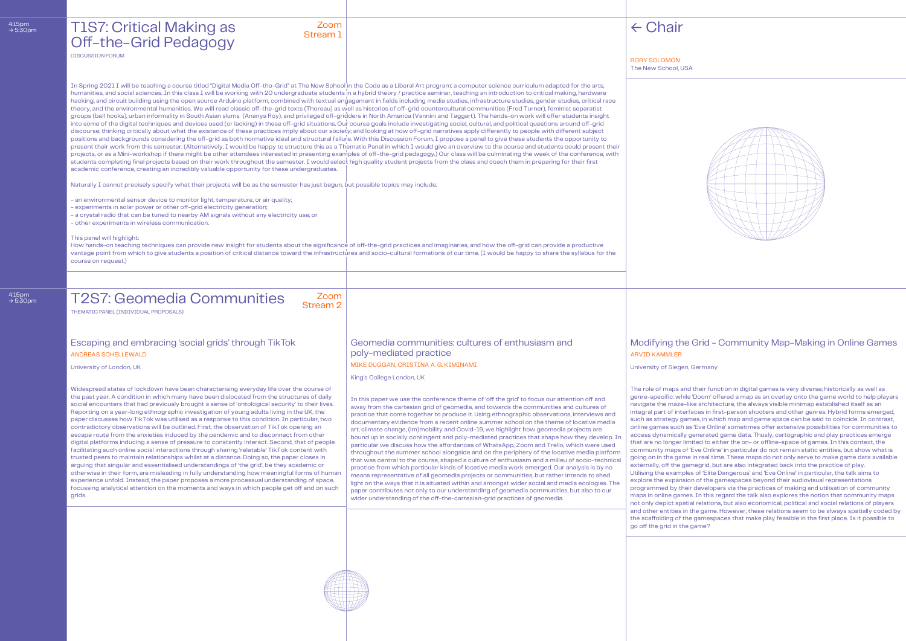4:15pm → 5:30pm

## T1S7: Critical Making as Off-the-Grid Pedagogy

Zoom Stream 1

DISCUSSION FORUM

← Chair

RORY SOLOMON
The New School, USA

In Spring 2021 I will be teaching a course titled "Digital Media Off-the-Grid" at The New School in the Code as a Liberal Art program: a computer science curriculum adapted for the arts, humanities, and social sciences. In this class I will be working with 20 undergraduate students in a hybrid theory / practice seminar, teaching an introduction to critical making, hardware hacking, and circuit building using the open source Arduino platform, combined with textual engagement in fields including media studies, infrastructure studies, gender studies, critical race theory, and the environmental humanities. We will read classic off-the-grid texts (Thoreau) as well as histories of off-grid countercultural communities (Fred Turner), feminist separatist groups (bell hooks), urban informality in South Asian slums (Ananya Roy), and privileged off-gridders in North America (Vannini and Taggart). The hands-on work will offer students insight into some of the digital techniques and devices used (or lacking) in these off-grid situations. Our course goals include investigating social, cultural, and political questions around off-grid discourse; thinking critically about what the existence of these practices imply about our society; and looking at how off-grid narratives apply differently to people with different subject positions and backgrounds considering the off-grid as both normative ideal and structural failure. With this Discussion Forum, I propose a panel to give these students the opportunity to present their work from this semester. (Alternatively, I would be happy to structure this as a Thematic Panel in which I would give an overview to the course and students could present their projects, or as a Mini-workshop if there might be other attendees interested in presenting examples of off-the-grid pedagogy.) Our class will be culminating the week of the conference, with students completing final projects based on their work throughout the semester. I would select high quality student projects from the class and coach them in preparing for their first academic conference, creating an incredibly valuable opportunity for these undergraduates.

Naturally I cannot precisely specify what their projects will be as the semester has just begun, but possible topics may include:

- an environmental sensor device to monitor light, temperature, or air quality;
- experiments in solar power or other off-grid electricity generation;
- a crystal radio that can be tuned to nearby AM signals without any electricity use; or
- other experiments in wireless communication.

This panel will highlight:
How hands-on teaching techniques can provide new insight for students about the significance of off-the-grid practices and imaginaries, and how the off-grid can provide a productive vantage point from which to give students a position of critical distance toward the infrastructures and socio-cultural formations of our time. (I would be happy to share the syllabus for the course on request.)

4:15pm → 5:30pm

## T2S7: Geomedia Communities

Zoom Stream 2

THEMATIC PANEL (INDIVIDUAL PROPOSALS)

### Escaping and embracing 'social grids' through TikTok

ANDREAS SCHELLEWALD

University of London, UK

Widespread states of lockdown have been characterising everyday life over the course of the past year. A condition in which many have been dislocated from the structures of daily social encounters that had previously brought a sense of 'ontological security' to their lives. Reporting on a year-long ethnographic investigation of young adults living in the UK, the paper discusses how TikTok was utilised as a response to this condition. In particular, two contradictory observations will be outlined. First, the observation of TikTok opening an escape route from the anxieties induced by the pandemic and to disconnect from other digital platforms inducing a sense of pressure to constantly interact. Second, that of people facilitating such online social interactions through sharing 'relatable' TikTok content with trusted peers to maintain relationships whilst at a distance. Doing so, the paper closes in arguing that singular and essentialised understandings of 'the grid', be they academic or otherwise in their form, are misleading in fully understanding how meaningful forms of human experience unfold. Instead, the paper proposes a more processual understanding of space, focussing analytical attention on the moments and ways in which people get off and on such grids.

### Geomedia communities: cultures of enthusiasm and poly-mediated practice

MIKE DUGGAN, CRISTINA A. G. KIMINAMI

King's College London, UK

In this paper we use the conference theme of 'off the grid' to focus our attention off and away from the cartesian grid of geomedia, and towards the communities and cultures of practice that come together to produce it. Using ethnographic observations, interviews and documentary evidence from a recent online summer school on the theme of locative media art, climate change, (im)mobility and Covid-19, we highlight how geomedia projects are bound up in socially contingent and poly-mediated practices that shape how they develop. In particular we discuss how the affordances of WhatsApp, Zoom and Trello, which were used throughout the summer school alongside and on the periphery of the locative media platform that was central to the course, shaped a culture of enthusiasm and a milieu of socio-technical practice from which particular kinds of locative media work emerged. Our analysis is by no means representative of all geomedia projects or communities, but rather intends to shed light on the ways that it is situated within and amongst wider social and media ecologies. The paper contributes not only to our understanding of geomedia communities, but also to our wider understanding of the off-the-cartesian-grid practices of geomedia.

### Modifying the Grid – Community Map-Making in Online Games

ARVID KAMMLER

University of Siegen, Germany

The role of maps and their function in digital games is very diverse; historically as well as genre-specific: while 'Doom' offered a map as an overlay onto the game world to help players navigate the maze-like architecture, the always visible minimap established itself as an integral part of interfaces in first-person shooters and other genres. Hybrid forms emerged, such as strategy games, in which map and game space can be said to coincide. In contrast, online games such as 'Eve Online' sometimes offer extensive possibilities for communities to access dynamically generated game data. Thusly, cartographic and play practices emerge that are no longer limited to either the on- or offline-space of games. In this context, the community maps of 'Eve Online' in particular do not remain static entities, but show what is going on in the game in real time. These maps do not only serve to make game data available externally, off the gamegrid, but are also integrated back into the practice of play. Utilising the examples of 'Elite Dangerous' and 'Eve Online' in particular, the talk aims to explore the expansion of the gamespaces beyond their audiovisual representations programmed by their developers via the practices of making and utilisation of community maps in online games. In this regard the talk also explores the notion that community maps not only depict spatial relations, but also economical, political and social relations of players and other entities in the game. However, these relations seem to be always spatially coded by the scaffolding of the gamespaces that make play feasible in the first place. Is it possible to go off the grid in the game?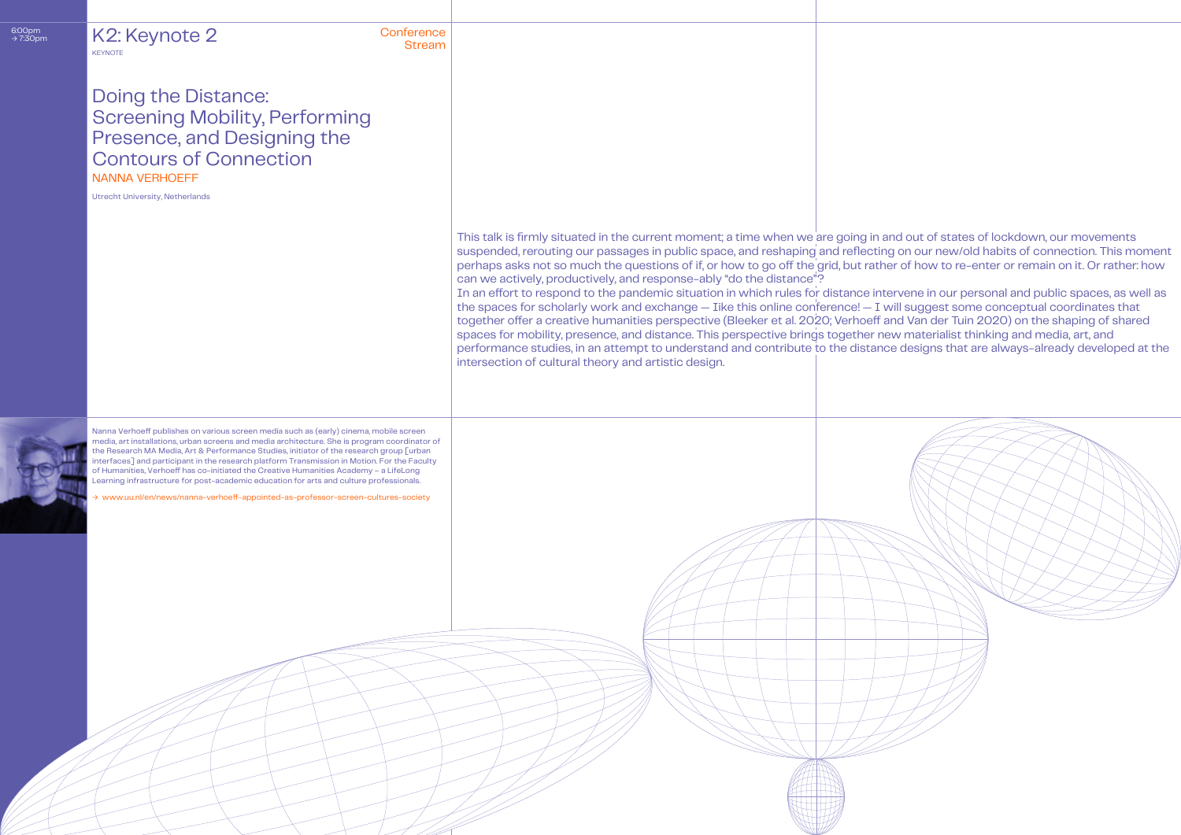6:00pm
→ 7:30pm

# K2: Keynote 2

KEYNOTE

Conference Stream

## Doing the Distance: Screening Mobility, Performing Presence, and Designing the Contours of Connection

NANNA VERHOEFF

Utrecht University, Netherlands

This talk is firmly situated in the current moment; a time when we are going in and out of states of lockdown, our movements suspended, rerouting our passages in public space, and reshaping and reflecting on our new/old habits of connection. This moment perhaps asks not so much the questions of if, or how to go off the grid, but rather of how to re-enter or remain on it. Or rather: how can we actively, productively, and response-ably "do the distance"?

In an effort to respond to the pandemic situation in which rules for distance intervene in our personal and public spaces, as well as the spaces for scholarly work and exchange — like this online conference! — I will suggest some conceptual coordinates that together offer a creative humanities perspective (Bleeker et al. 2020; Verhoeff and Van der Tuin 2020) on the shaping of shared spaces for mobility, presence, and distance. This perspective brings together new materialist thinking and media, art, and performance studies, in an attempt to understand and contribute to the distance designs that are always-already developed at the intersection of cultural theory and artistic design.

Nanna Verhoeff publishes on various screen media such as (early) cinema, mobile screen media, art installations, urban screens and media architecture. She is program coordinator of the Research MA Media, Art & Performance Studies, initiator of the research group [urban interfaces] and participant in the research platform Transmission in Motion. For the Faculty of Humanities, Verhoeff has co-initiated the Creative Humanities Academy – a LifeLong Learning infrastructure for post-academic education for arts and culture professionals.

→ www.uu.nl/en/news/nanna-verhoeff-appointed-as-professor-screen-cultures-society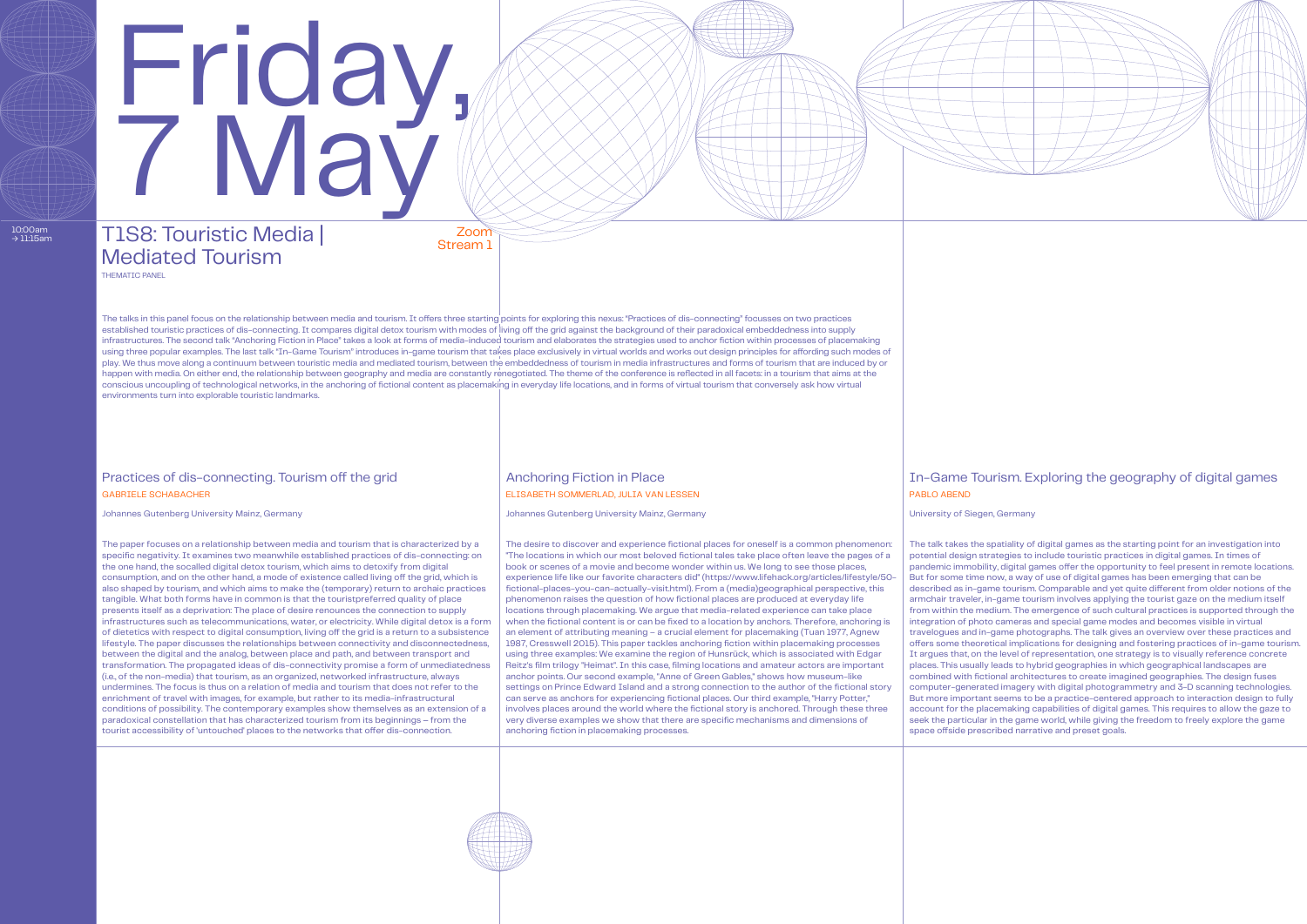# Friday, 7 May

10:00am → 11:15am

## T1S8: Touristic Media | Mediated Tourism

THEMATIC PANEL

Zoom Stream 1

The talks in this panel focus on the relationship between media and tourism. It offers three starting points for exploring this nexus: "Practices of dis-connecting" focusses on two practices established touristic practices of dis-connecting. It compares digital detox tourism with modes of living off the grid against the background of their paradoxical embeddedness into supply infrastructures. The second talk "Anchoring Fiction in Place" takes a look at forms of media-induced tourism and elaborates the strategies used to anchor fiction within processes of placemaking using three popular examples. The last talk "In-Game Tourism" introduces in-game tourism that takes place exclusively in virtual worlds and works out design principles for affording such modes of play. We thus move along a continuum between touristic media and mediated tourism, between the embeddedness of tourism in media infrastructures and forms of tourism that are induced by or happen with media. On either end, the relationship between geography and media are constantly renegotiated. The theme of the conference is reflected in all facets: in a tourism that aims at the conscious uncoupling of technological networks, in the anchoring of fictional content as placemaking in everyday life locations, and in forms of virtual tourism that conversely ask how virtual environments turn into explorable touristic landmarks.

### Practices of dis-connecting. Tourism off the grid

GABRIELE SCHABACHER

Johannes Gutenberg University Mainz, Germany

The paper focuses on a relationship between media and tourism that is characterized by a specific negativity. It examines two meanwhile established practices of dis-connecting: on the one hand, the socalled digital detox tourism, which aims to detoxify from digital consumption, and on the other hand, a mode of existence called living off the grid, which is also shaped by tourism, and which aims to make the (temporary) return to archaic practices tangible. What both forms have in common is that the touristpreferred quality of place presents itself as a deprivation: The place of desire renounces the connection to supply infrastructures such as telecommunications, water, or electricity. While digital detox is a form of dietetics with respect to digital consumption, living off the grid is a return to a subsistence lifestyle. The paper discusses the relationships between connectivity and disconnectedness, between the digital and the analog, between place and path, and between transport and transformation. The propagated ideas of dis-connectivity promise a form of unmediatedness (i.e., of the non-media) that tourism, as an organized, networked infrastructure, always undermines. The focus is thus on a relation of media and tourism that does not refer to the enrichment of travel with images, for example, but rather to its media-infrastructural conditions of possibility. The contemporary examples show themselves as an extension of a paradoxical constellation that has characterized tourism from its beginnings – from the tourist accessibility of 'untouched' places to the networks that offer dis-connection.

### Anchoring Fiction in Place

ELISABETH SOMMERLAD, JULIA VAN LESSEN

Johannes Gutenberg University Mainz, Germany

The desire to discover and experience fictional places for oneself is a common phenomenon: "The locations in which our most beloved fictional tales take place often leave the pages of a book or scenes of a movie and become wonder within us. We long to see those places, experience life like our favorite characters did" (https://www.lifehack.org/articles/lifestyle/50-fictional-places-you-can-actually-visit.html). From a (media)geographical perspective, this phenomenon raises the question of how fictional places are produced at everyday life locations through placemaking. We argue that media-related experience can take place when the fictional content is or can be fixed to a location by anchors. Therefore, anchoring is an element of attributing meaning – a crucial element for placemaking (Tuan 1977, Agnew 1987, Cresswell 2015). This paper tackles anchoring fiction within placemaking processes using three examples: We examine the region of Hunsrück, which is associated with Edgar Reitz's film trilogy "Heimat". In this case, filming locations and amateur actors are important anchor points. Our second example, "Anne of Green Gables," shows how museum-like settings on Prince Edward Island and a strong connection to the author of the fictional story can serve as anchors for experiencing fictional places. Our third example, "Harry Potter," involves places around the world where the fictional story is anchored. Through these three very diverse examples we show that there are specific mechanisms and dimensions of anchoring fiction in placemaking processes.

### In-Game Tourism. Exploring the geography of digital games

PABLO ABEND

University of Siegen, Germany

The talk takes the spatiality of digital games as the starting point for an investigation into potential design strategies to include touristic practices in digital games. In times of pandemic immobility, digital games offer the opportunity to feel present in remote locations. But for some time now, a way of use of digital games has been emerging that can be described as in-game tourism. Comparable and yet quite different from older notions of the armchair traveler, in-game tourism involves applying the tourist gaze on the medium itself from within the medium. The emergence of such cultural practices is supported through the integration of photo cameras and special game modes and becomes visible in virtual travelogues and in-game photographs. The talk gives an overview over these practices and offers some theoretical implications for designing and fostering practices of in-game tourism. It argues that, on the level of representation, one strategy is to visually reference concrete places. This usually leads to hybrid geographies in which geographical landscapes are combined with fictional architectures to create imagined geographies. The design fuses computer-generated imagery with digital photogrammetry and 3-D scanning technologies. But more important seems to be a practice-centered approach to interaction design to fully account for the placemaking capabilities of digital games. This requires to allow the gaze to seek the particular in the game world, while giving the freedom to freely explore the game space offside prescribed narrative and preset goals.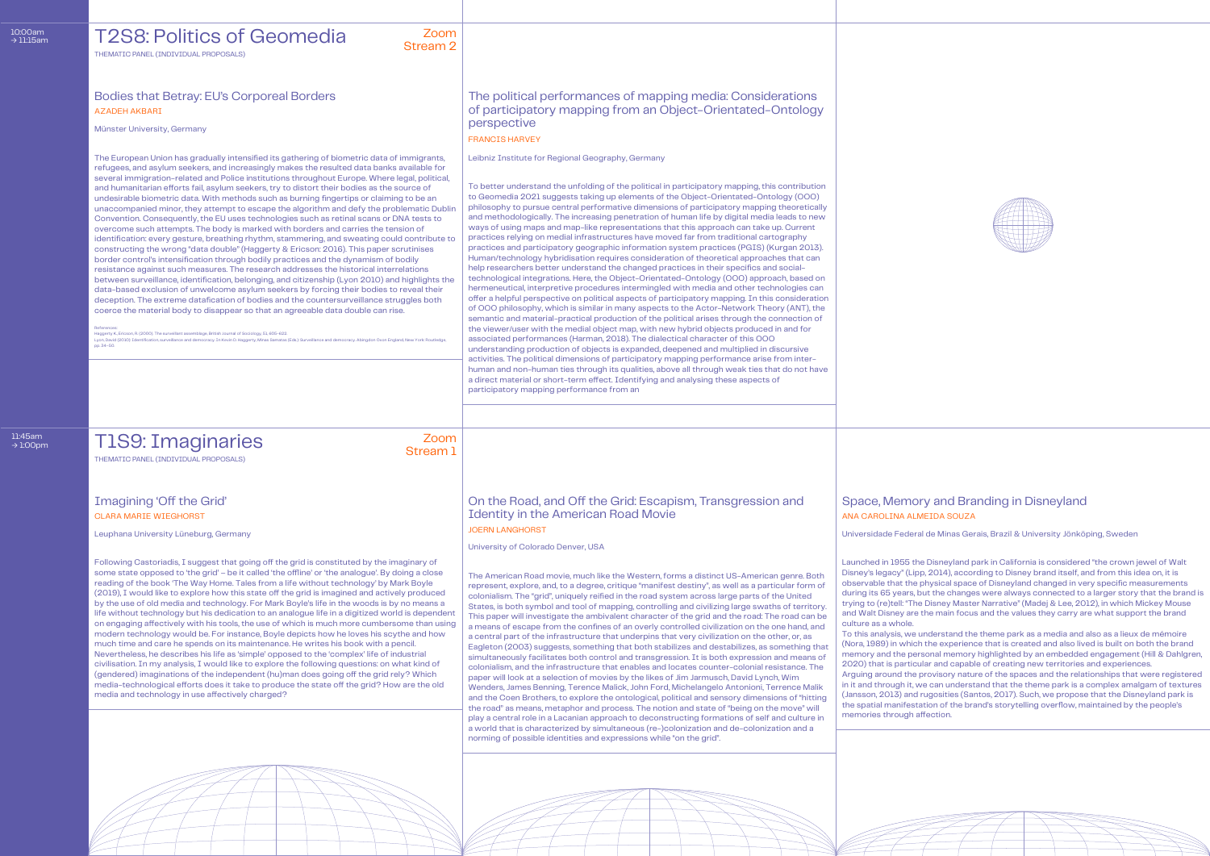10:00am → 11:15am

# T2S8: Politics of Geomedia

Zoom Stream 2

THEMATIC PANEL (INDIVIDUAL PROPOSALS)

## Bodies that Betray: EU's Corporeal Borders

AZADEH AKBARI

Münster University, Germany

The European Union has gradually intensified its gathering of biometric data of immigrants, refugees, and asylum seekers, and increasingly makes the resulted data banks available for several immigration-related and Police institutions throughout Europe. Where legal, political, and humanitarian efforts fail, asylum seekers, try to distort their bodies as the source of undesirable biometric data. With methods such as burning fingertips or claiming to be an unaccompanied minor, they attempt to escape the algorithm and defy the problematic Dublin Convention. Consequently, the EU uses technologies such as retinal scans or DNA tests to overcome such attempts. The body is marked with borders and carries the tension of identification: every gesture, breathing rhythm, stammering, and sweating could contribute to constructing the wrong "data double" (Haggerty & Ericson: 2016). This paper scrutinises border control's intensification through bodily practices and the dynamism of bodily resistance against such measures. The research addresses the historical interrelations between surveillance, identification, belonging, and citizenship (Lyon 2010) and highlights the data-based exclusion of unwelcome asylum seekers by forcing their bodies to reveal their deception. The extreme datafication of bodies and the countersurveillance struggles both coerce the material body to disappear so that an agreeable data double can rise.

References:
Haggerty K., Ericson, R (2000). The surveillant assemblage, British Journal of Sociology, 51, 605-622.
Lyon, David (2010). Identification, surveillance and democracy. In Kevin D. Haggerty, Minas Samatas (Eds.) Surveillance and democracy. Abingdon Oxon England, New York: Routledge, pp. 34–50.

## The political performances of mapping media: Considerations of participatory mapping from an Object-Orientated-Ontology perspective

FRANCIS HARVEY

Leibniz Institute for Regional Geography, Germany

To better understand the unfolding of the political in participatory mapping, this contribution to Geomedia 2021 suggests taking up elements of the Object-Orientated-Ontology (OOO) philosophy to pursue central performative dimensions of participatory mapping theoretically and methodologically. The increasing penetration of human life by digital media leads to new ways of using maps and map-like representations that this approach can take up. Current practices relying on medial infrastructures have moved far from traditional cartography practices and participatory geographic information system practices (PGIS) (Kurgan 2013). Human/technology hybridisation requires consideration of theoretical approaches that can help researchers better understand the changed practices in their specifics and social-technological integrations. Here, the Object-Orientated-Ontology (OOO) approach, based on hermeneutical, interpretive procedures intermingled with media and other technologies can offer a helpful perspective on political aspects of participatory mapping. In this consideration of OOO philosophy, which is similar in many aspects to the Actor-Network Theory (ANT), the semantic and material-practical production of the political arises through the connection of the viewer/user with the medial object map, with new hybrid objects produced in and for associated performances (Harman, 2018). The dialectical character of this OOO understanding production of objects is expanded, deepened and multiplied in discursive activities. The political dimensions of participatory mapping performance arise from inter-human and non-human ties through its qualities, above all through weak ties that do not have a direct material or short-term effect. Identifying and analysing these aspects of participatory mapping performance from an

11:45am → 1:00pm

# T1S9: Imaginaries

Zoom Stream 1

THEMATIC PANEL (INDIVIDUAL PROPOSALS)

## Imagining 'Off the Grid'

CLARA MARIE WIEGHORST

Leuphana University Lüneburg, Germany

Following Castoriadis, I suggest that going off the grid is constituted by the imaginary of some state opposed to 'the grid' – be it called 'the offline' or 'the analogue'. By doing a close reading of the book 'The Way Home. Tales from a life without technology' by Mark Boyle (2019), I would like to explore how this state off the grid is imagined and actively produced by the use of old media and technology. For Mark Boyle's life in the woods is by no means a life without technology but his dedication to an analogue life in a digitized world is dependent on engaging affectively with his tools, the use of which is much more cumbersome than using modern technology would be. For instance, Boyle depicts how he loves his scythe and how much time and care he spends on its maintenance. He writes his book with a pencil. Nevertheless, he describes his life as 'simple' opposed to the 'complex' life of industrial civilisation. In my analysis, I would like to explore the following questions: on what kind of (gendered) imaginations of the independent (hu)man does going off the grid rely? Which media-technological efforts does it take to produce the state off the grid? How are the old media and technology in use affectively charged?

## On the Road, and Off the Grid: Escapism, Transgression and Identity in the American Road Movie

JOERN LANGHORST

University of Colorado Denver, USA

The American Road movie, much like the Western, forms a distinct US-American genre. Both represent, explore, and, to a degree, critique "manifest destiny", as well as a particular form of colonialism. The "grid", uniquely reified in the road system across large parts of the United States, is both symbol and tool of mapping, controlling and civilizing large swaths of territory. This paper will investigate the ambivalent character of the grid and the road: The road can be a means of escape from the confines of an overly controlled civilization on the one hand, and a central part of the infrastructure that underpins that very civilization on the other, or, as Eagleton (2003) suggests, something that both stabilizes and destabilizes, as something that simultaneously facilitates both control and transgression. It is both expression and means of colonialism, and the infrastructure that enables and locates counter-colonial resistance. The paper will look at a selection of movies by the likes of Jim Jarmusch, David Lynch, Wim Wenders, James Benning, Terence Malick, John Ford, Michelangelo Antonioni, Terrence Malik and the Coen Brothers, to explore the ontological, political and sensory dimensions of "hitting the road" as means, metaphor and process. The notion and state of "being on the move" will play a central role in a Lacanian approach to deconstructing formations of self and culture in a world that is characterized by simultaneous (re-)colonization and de-colonization and a norming of possible identities and expressions while "on the grid".

## Space, Memory and Branding in Disneyland

ANA CAROLINA ALMEIDA SOUZA

Universidade Federal de Minas Gerais, Brazil & University Jönköping, Sweden

Launched in 1955 the Disneyland park in California is considered "the crown jewel of Walt Disney's legacy" (Lipp, 2014), according to Disney brand itself, and from this idea on, it is observable that the physical space of Disneyland changed in very specific measurements during its 65 years, but the changes were always connected to a larger story that the brand is trying to (re)tell: "The Disney Master Narrative" (Madej & Lee, 2012), in which Mickey Mouse and Walt Disney are the main focus and the values they carry are what support the brand culture as a whole.

To this analysis, we understand the theme park as a media and also as a lieux de mémoire (Nora, 1989) in which the experience that is created and also lived is built on both the brand memory and the personal memory highlighted by an embedded engagement (Hill & Dahlgren, 2020) that is particular and capable of creating new territories and experiences.

Arguing around the provisory nature of the spaces and the relationships that were registered in it and through it, we can understand that the theme park is a complex amalgam of textures (Jansson, 2013) and rugosities (Santos, 2017). Such, we propose that the Disneyland park is the spatial manifestation of the brand's storytelling overflow, maintained by the people's memories through affection.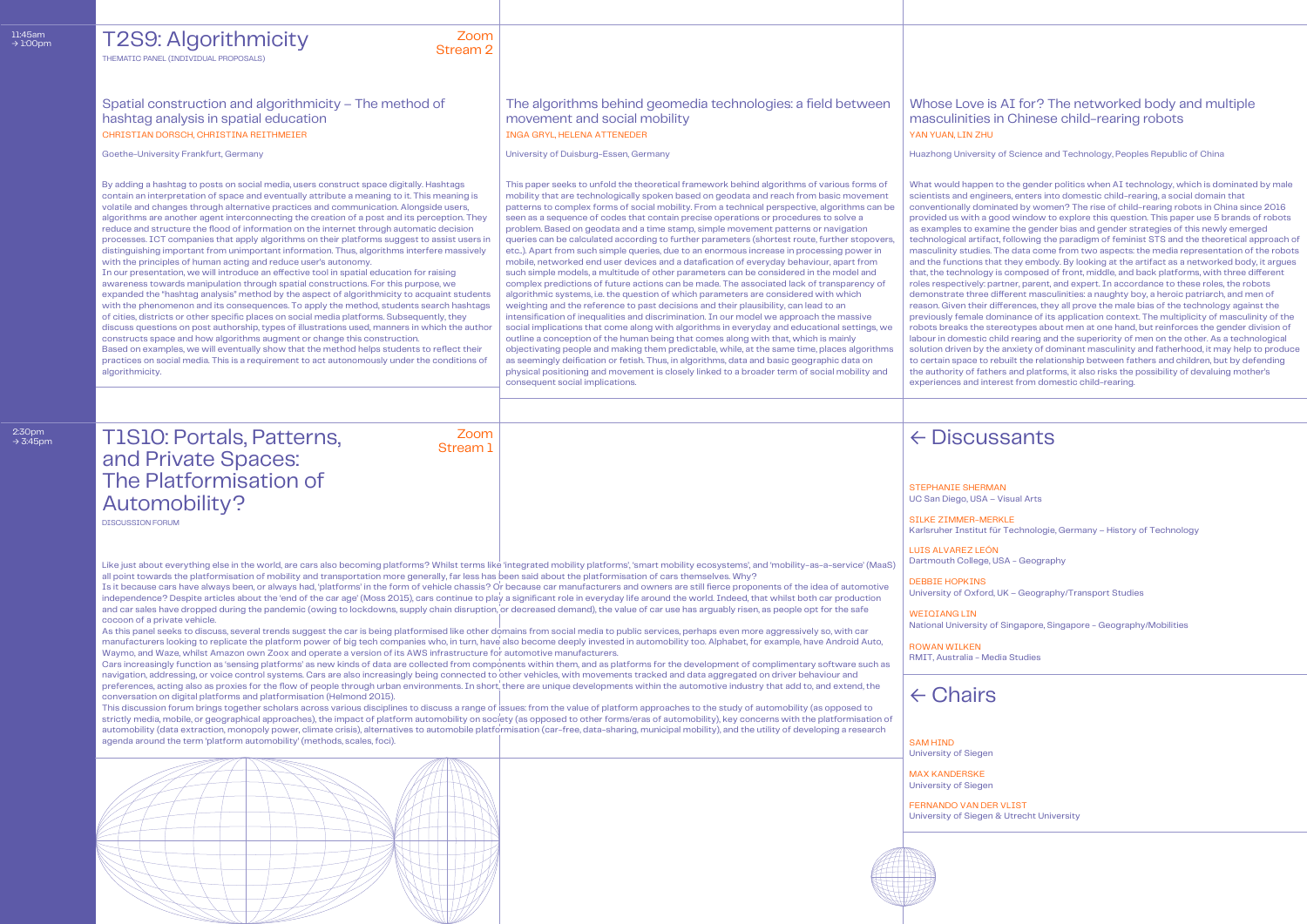11:45am → 1:00pm

## T2S9: Algorithmicity

Zoom Stream 2

THEMATIC PANEL (INDIVIDUAL PROPOSALS)

### Spatial construction and algorithmicity – The method of hashtag analysis in spatial education

CHRISTIAN DORSCH, CHRISTINA REITHMEIER

Goethe-University Frankfurt, Germany

By adding a hashtag to posts on social media, users construct space digitally. Hashtags contain an interpretation of space and eventually attribute a meaning to it. This meaning is volatile and changes through alternative practices and communication. Alongside users, algorithms are another agent interconnecting the creation of a post and its perception. They reduce and structure the flood of information on the internet through automatic decision processes. ICT companies that apply algorithms on their platforms suggest to assist users in distinguishing important from unimportant information. Thus, algorithms interfere massively with the principles of human acting and reduce user's autonomy.

In our presentation, we will introduce an effective tool in spatial education for raising awareness towards manipulation through spatial constructions. For this purpose, we expanded the "hashtag analysis" method by the aspect of algorithmicity to acquaint students with the phenomenon and its consequences. To apply the method, students search hashtags of cities, districts or other specific places on social media platforms. Subsequently, they discuss questions on post authorship, types of illustrations used, manners in which the author constructs space and how algorithms augment or change this construction.

Based on examples, we will eventually show that the method helps students to reflect their practices on social media. This is a requirement to act autonomously under the conditions of algorithmicity.

### The algorithms behind geomedia technologies: a field between movement and social mobility

INGA GRYL, HELENA ATTENEDER

University of Duisburg-Essen, Germany

This paper seeks to unfold the theoretical framework behind algorithms of various forms of mobility that are technologically spoken based on geodata and reach from basic movement patterns to complex forms of social mobility. From a technical perspective, algorithms can be seen as a sequence of codes that contain precise operations or procedures to solve a problem. Based on geodata and a time stamp, simple movement patterns or navigation queries can be calculated according to further parameters (shortest route, further stopovers, etc.). Apart from such simple queries, due to an enormous increase in processing power in mobile, networked end user devices and a datafication of everyday behaviour, apart from such simple models, a multitude of other parameters can be considered in the model and complex predictions of future actions can be made. The associated lack of transparency of algorithmic systems, i.e. the question of which parameters are considered with which weighting and the reference to past decisions and their plausibility, can lead to an intensification of inequalities and discrimination. In our model we approach the massive social implications that come along with algorithms in everyday and educational settings, we outline a conception of the human being that comes along with that, which is mainly objectivating people and making them predictable, while, at the same time, places algorithms as seemingly deification or fetish. Thus, in algorithms, data and basic geographic data on physical positioning and movement is closely linked to a broader term of social mobility and consequent social implications.

### Whose Love is AI for? The networked body and multiple masculinities in Chinese child-rearing robots

YAN YUAN, LIN ZHU

Huazhong University of Science and Technology, Peoples Republic of China

What would happen to the gender politics when AI technology, which is dominated by male scientists and engineers, enters into domestic child-rearing, a social domain that conventionally dominated by women? The rise of child-rearing robots in China since 2016 provided us with a good window to explore this question. This paper use 5 brands of robots as examples to examine the gender bias and gender strategies of this newly emerged technological artifact, following the paradigm of feminist STS and the theoretical approach of masculinity studies. The data come from two aspects: the media representation of the robots and the functions that they embody. By looking at the artifact as a networked body, it argues that, the technology is composed of front, middle, and back platforms, with three different roles respectively: partner, parent, and expert. In accordance to these roles, the robots demonstrate three different masculinities: a naughty boy, a heroic patriarch, and men of reason. Given their differences, they all prove the male bias of the technology against the previously female dominance of its application context. The multiplicity of masculinity of the robots breaks the stereotypes about men at one hand, but reinforces the gender division of labour in domestic child rearing and the superiority of men on the other. As a technological solution driven by the anxiety of dominant masculinity and fatherhood, it may help to produce to certain space to rebuilt the relationship between fathers and children, but by defending the authority of fathers and platforms, it also risks the possibility of devaluing mother's experiences and interest from domestic child-rearing.

2:30pm → 3:45pm

## T1S10: Portals, Patterns, and Private Spaces: The Platformisation of Automobility?

Zoom Stream 1

DISCUSSION FORUM

Like just about everything else in the world, are cars also becoming platforms? Whilst terms like 'integrated mobility platforms', 'smart mobility ecosystems', and 'mobility-as-a-service' (MaaS) all point towards the platformisation of mobility and transportation more generally, far less has been said about the platformisation of cars themselves. Why?

Is it because cars have always been, or always had, 'platforms' in the form of vehicle chassis? Or because car manufacturers and owners are still fierce proponents of the idea of automotive independence? Despite articles about the 'end of the car age' (Moss 2015), cars continue to play a significant role in everyday life around the world. Indeed, that whilst both car production and car sales have dropped during the pandemic (owing to lockdowns, supply chain disruption, or decreased demand), the value of car use has arguably risen, as people opt for the safe cocoon of a private vehicle.

As this panel seeks to discuss, several trends suggest the car is being platformised like other domains from social media to public services, perhaps even more aggressively so, with car manufacturers looking to replicate the platform power of big tech companies who, in turn, have also become deeply invested in automobility too. Alphabet, for example, have Android Auto, Waymo, and Waze, whilst Amazon own Zoox and operate a version of its AWS infrastructure for automotive manufacturers.

Cars increasingly function as 'sensing platforms' as new kinds of data are collected from components within them, and as platforms for the development of complimentary software such as navigation, addressing, or voice control systems. Cars are also increasingly being connected to other vehicles, with movements tracked and data aggregated on driver behaviour and preferences, acting also as proxies for the flow of people through urban environments. In short, there are unique developments within the automotive industry that add to, and extend, the conversation on digital platforms and platformisation (Helmond 2015).

This discussion forum brings together scholars across various disciplines to discuss a range of issues: from the value of platform approaches to the study of automobility (as opposed to strictly media, mobile, or geographical approaches), the impact of platform automobility on society (as opposed to other forms/eras of automobility), key concerns with the platformisation of automobility (data extraction, monopoly power, climate crisis), alternatives to automobile platformisation (car-free, data-sharing, municipal mobility), and the utility of developing a research agenda around the term 'platform automobility' (methods, scales, foci).

### ← Discussants

STEPHANIE SHERMAN
UC San Diego, USA – Visual Arts

SILKE ZIMMER-MERKLE
Karlsruher Institut für Technologie, Germany – History of Technology

LUIS ALVAREZ LEÓN
Dartmouth College, USA – Geography

DEBBIE HOPKINS
University of Oxford, UK – Geography/Transport Studies

WEIQIANG LIN
National University of Singapore, Singapore – Geography/Mobilities

ROWAN WILKEN
RMIT, Australia – Media Studies

### ← Chairs

SAM HIND
University of Siegen

MAX KANDERSKE
University of Siegen

FERNANDO VAN DER VLIST
University of Siegen & Utrecht University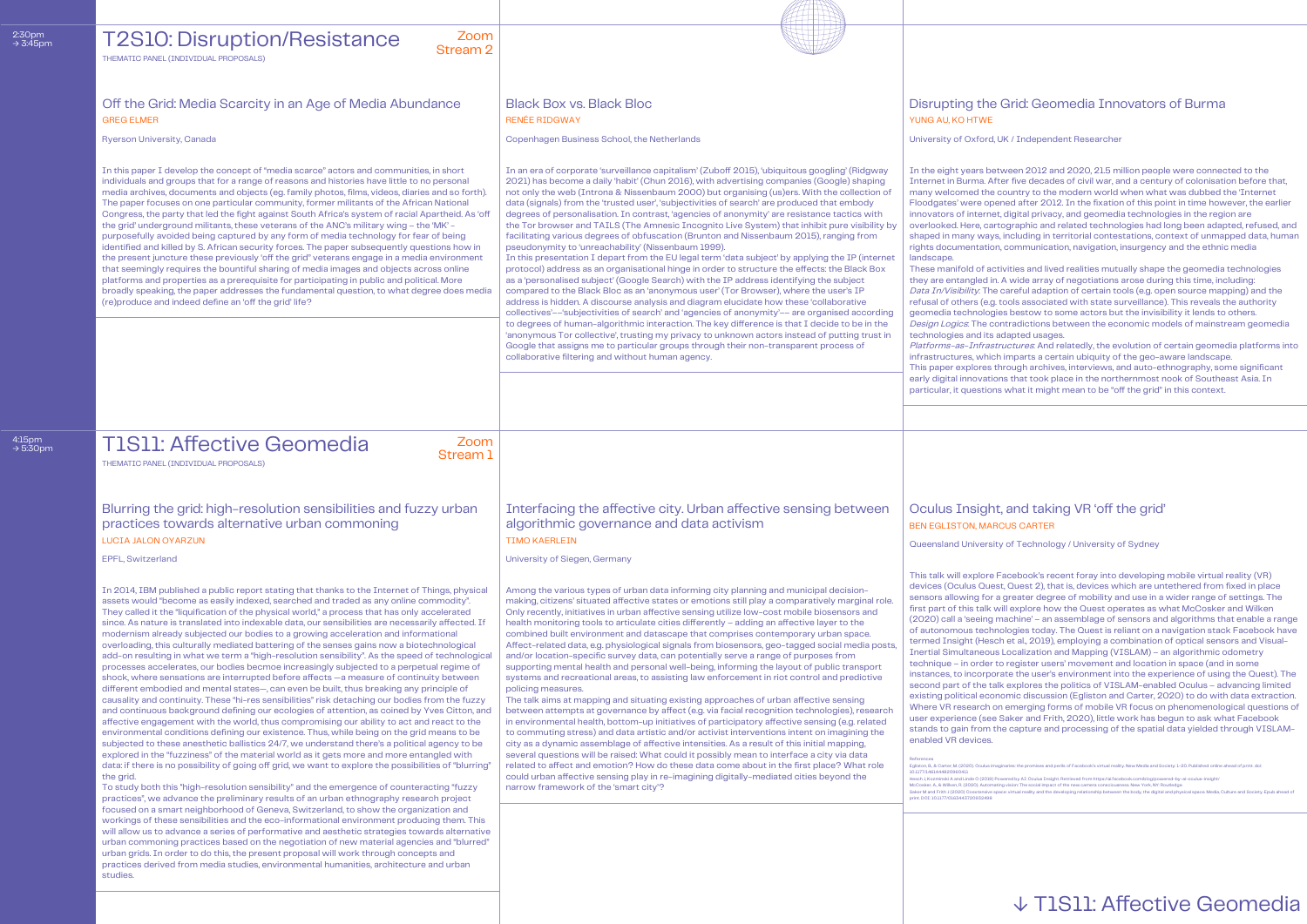2:30pm → 3:45pm

# T2S10: Disruption/Resistance

Zoom Stream 2

THEMATIC PANEL (INDIVIDUAL PROPOSALS)

## Off the Grid: Media Scarcity in an Age of Media Abundance

GREG ELMER

Ryerson University, Canada

In this paper I develop the concept of "media scarce" actors and communities, in short individuals and groups that for a range of reasons and histories have little to no personal media archives, documents and objects (eg. family photos, films, videos, diaries and so forth). The paper focuses on one particular community, former militants of the African National Congress, the party that led the fight against South Africa's system of racial Apartheid. As 'off the grid' underground militants, these veterans of the ANC's military wing – the 'MK' – purposefully avoided being captured by any form of media technology for fear of being identified and killed by S. African security forces. The paper subsequently questions how in the present juncture these previously 'off the grid' veterans engage in a media environment that seemingly requires the bountiful sharing of media images and objects across online platforms and properties as a prerequisite for participating in public and political. More broadly speaking, the paper addresses the fundamental question, to what degree does media (re)produce and indeed define an 'off the grid' life?

## Black Box vs. Black Bloc

RENÉE RIDGWAY

Copenhagen Business School, the Netherlands

In an era of corporate 'surveillance capitalism' (Zuboff 2015), 'ubiquitous googling' (Ridgway 2021) has become a daily 'habit' (Chun 2016), with advertising companies (Google) shaping not only the web (Introna & Nissenbaum 2000) but organising (us)ers. With the collection of data (signals) from the 'trusted user', 'subjectivities of search' are produced that embody degrees of personalisation. In contrast, 'agencies of anonymity' are resistance tactics with the Tor browser and TAILS (The Amnesic Incognito Live System) that inhibit pure visibility by facilitating various degrees of obfuscation (Brunton and Nissenbaum 2015), ranging from pseudonymity to 'unreachability' (Nissenbaum 1999).

In this presentation I depart from the EU legal term 'data subject' by applying the IP (internet protocol) address as an organisational hinge in order to structure the effects: the Black Box as a 'personalised subject' (Google Search) with the IP address identifying the subject compared to the Black Bloc as an 'anonymous user' (Tor Browser), where the user's IP address is hidden. A discourse analysis and diagram elucidate how these 'collaborative collectives'—'subjectivities of search' and 'agencies of anonymity'— are organised according to degrees of human-algorithmic interaction. The key difference is that I decide to be in the 'anonymous Tor collective', trusting my privacy to unknown actors instead of putting trust in Google that assigns me to particular groups through their non-transparent process of collaborative filtering and without human agency.

## Disrupting the Grid: Geomedia Innovators of Burma

YUNG AU, KO HTWE

University of Oxford, UK / Independent Researcher

In the eight years between 2012 and 2020, 21.5 million people were connected to the Internet in Burma. After five decades of civil war, and a century of colonisation before that, many welcomed the country to the modern world when what was dubbed the 'Internet Floodgates' were opened after 2012. In the fixation of this point in time however, the earlier innovators of internet, digital privacy, and geomedia technologies in the region are overlooked. Here, cartographic and related technologies had long been adapted, refused, and shaped in many ways, including in territorial contestations, context of unmapped data, human rights documentation, communication, navigation, insurgency and the ethnic media landscape.

These manifold of activities and lived realities mutually shape the geomedia technologies they are entangled in. A wide array of negotiations arose during this time, including:

*Data In/Visibility*: The careful adaption of certain tools (e.g. open source mapping) and the refusal of others (e.g. tools associated with state surveillance). This reveals the authority geomedia technologies bestow to some actors but the invisibility it lends to others.

*Design Logics*: The contradictions between the economic models of mainstream geomedia technologies and its adapted usages.

*Platforms-as-Infrastructures*: And relatedly, the evolution of certain geomedia platforms into infrastructures, which imparts a certain ubiquity of the geo-aware landscape.

This paper explores through archives, interviews, and auto-ethnography, some significant early digital innovations that took place in the northernmost nook of Southeast Asia. In particular, it questions what it might mean to be "off the grid" in this context.

4:15pm → 5:30pm

# T1S11: Affective Geomedia

Zoom Stream 1

THEMATIC PANEL (INDIVIDUAL PROPOSALS)

## Blurring the grid: high-resolution sensibilities and fuzzy urban practices towards alternative urban commoning

LUCIA JALON OYARZUN

EPFL, Switzerland

In 2014, IBM published a public report stating that thanks to the Internet of Things, physical assets would "become as easily indexed, searched and traded as any online commodity". They called it the "liquification of the physical world," a process that has only accelerated since. As nature is translated into indexable data, our sensibilities are necessarily affected. If modernism already subjected our bodies to a growing acceleration and informational overloading, this culturally mediated battering of the senses gains now a biotechnological add-on resulting in what we term a "high-resolution sensibility". As the speed of technological processes accelerates, our bodies becmoe increasingly subjected to a perpetual regime of shock, where sensations are interrupted before affects —a measure of continuity between different embodied and mental states—, can even be built, thus breaking any principle of causality and continuity. These "hi-res sensibilities" risk detaching our bodies from the fuzzy and continuous background defining our ecologies of attention, as coined by Yves Citton, and affective engagement with the world, thus compromising our ability to act and react to the environmental conditions defining our existence. Thus, while being on the grid means to be subjected to these anesthetic ballistics 24/7, we understand there's a political agency to be explored in the "fuzziness" of the material world as it gets more and more entangled with data: if there is no possibility of going off grid, we want to explore the possibilities of "blurring" the grid.

To study both this "high-resolution sensibility" and the emergence of counteracting "fuzzy practices", we advance the preliminary results of an urban ethnography research project focused on a smart neighborhood of Geneva, Switzerland, to show the organization and workings of these sensibilities and the eco-informational environment producing them. This will allow us to advance a series of performative and aesthetic strategies towards alternative urban commoning practices based on the negotiation of new material agencies and "blurred" urban grids. In order to do this, the present proposal will work through concepts and practices derived from media studies, environmental humanities, architecture and urban studies.

## Interfacing the affective city. Urban affective sensing between algorithmic governance and data activism

TIMO KAERLEIN

University of Siegen, Germany

Among the various types of urban data informing city planning and municipal decision-making, citizens' situated affective states or emotions still play a comparatively marginal role. Only recently, initiatives in urban affective sensing utilize low-cost mobile biosensors and health monitoring tools to articulate cities differently – adding an affective layer to the combined built environment and datascape that comprises contemporary urban space. Affect-related data, e.g. physiological signals from biosensors, geo-tagged social media posts, and/or location-specific survey data, can potentially serve a range of purposes from supporting mental health and personal well-being, informing the layout of public transport systems and recreational areas, to assisting law enforcement in riot control and predictive policing measures.

The talk aims at mapping and situating existing approaches of urban affective sensing between attempts at governance by affect (e.g. via facial recognition technologies), research in environmental health, bottom-up initiatives of participatory affective sensing (e.g. related to commuting stress) and data artistic and/or activist interventions intent on imagining the city as a dynamic assemblage of affective intensities. As a result of this initial mapping, several questions will be raised: What could it possibly mean to interface a city via data related to affect and emotion? How do these data come about in the first place? What role could urban affective sensing play in re-imagining digitally-mediated cities beyond the narrow framework of the 'smart city'?

## Oculus Insight, and taking VR 'off the grid'

BEN EGLISTON, MARCUS CARTER

Queensland University of Technology / University of Sydney

This talk will explore Facebook's recent foray into developing mobile virtual reality (VR) devices (Oculus Quest, Quest 2), that is, devices which are untethered from fixed in place sensors allowing for a greater degree of mobility and use in a wider range of settings. The first part of this talk will explore how the Quest operates as what McCosker and Wilken (2020) call a 'seeing machine' – an assemblage of sensors and algorithms that enable a range of autonomous technologies today. The Quest is reliant on a navigation stack Facebook have termed Insight (Hesch et al., 2019), employing a combination of optical sensors and Visual-Inertial Simultaneous Localization and Mapping (VISLAM) – an algorithmic odometry technique – in order to register users' movement and location in space (and in some instances, to incorporate the user's environment into the experience of using the Quest). The second part of the talk explores the politics of VISLAM-enabled Oculus – advancing limited existing political economic discussion (Egliston and Carter, 2020) to do with data extraction. Where VR research on emerging forms of mobile VR focus on phenomenological questions of user experience (see Saker and Frith, 2020), little work has begun to ask what Facebook stands to gain from the capture and processing of the spatial data yielded through VISLAM-enabled VR devices.

References

Egliston, B., & Carter, M. (2020). Oculus imaginaries: the promises and perils of Facebook's virtual reality. New Media and Society. 1-20. Published online ahead of print. doi: 10.1177/1461444820960411

Hesch J, Kozminski A and Linde O (2019) Powered by AI: Oculus Insight. Retrieved from https://ai.facebook.com/blog/powered-by-ai-oculus-insight/

McCosker, A., & Wilken, R. (2020). Automating vision: The social impact of the new camera consciousness. New York, NY: Routledge.

Saker M and Frith J (2020) Coextensive space: virtual reality and the developing relationship between the body, the digital and physical space. Media, Culture and Society. Epub ahead of print. DOI: 10.1177/0163443720932498

↓ T1S11: Affective Geomedia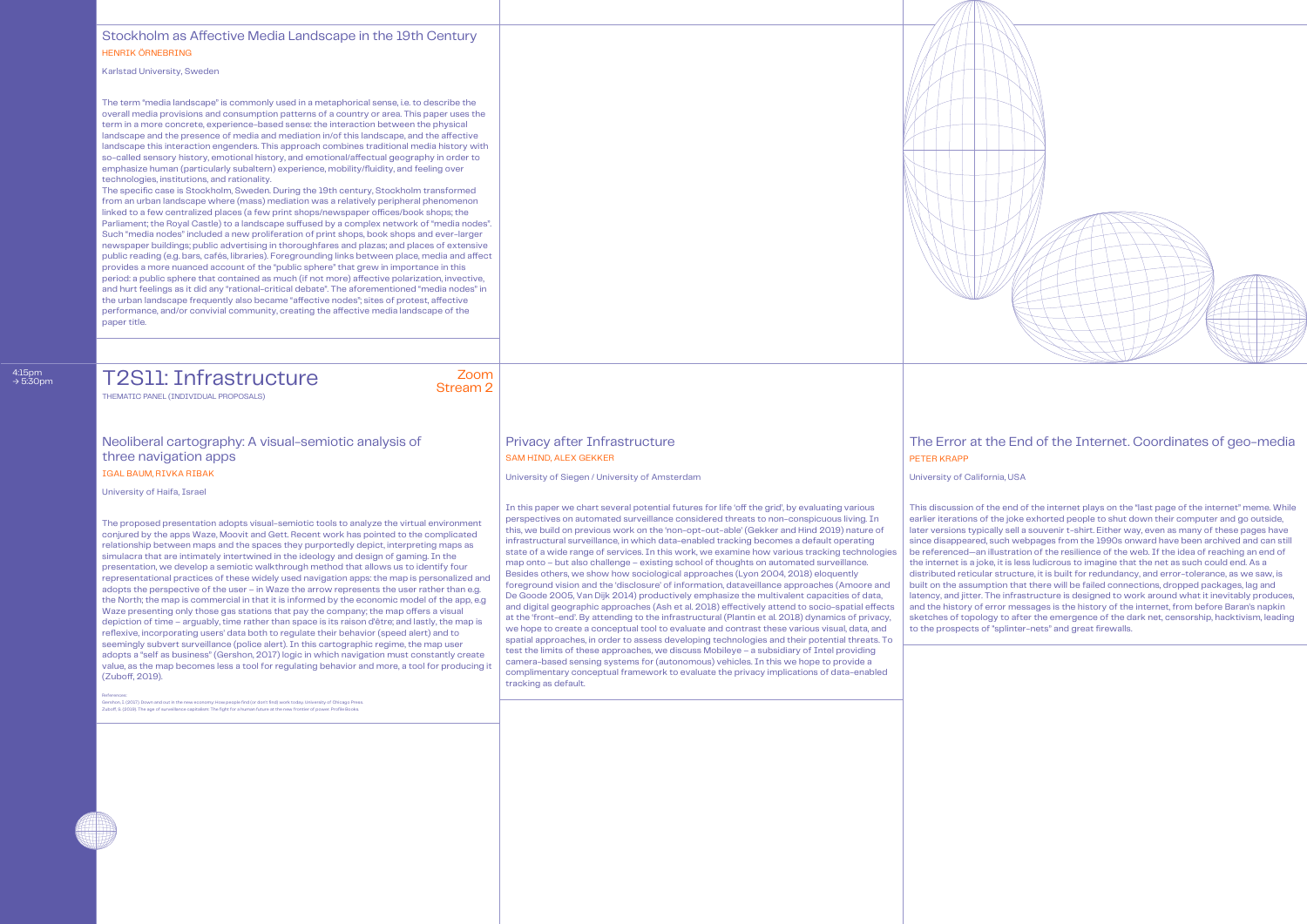## Stockholm as Affective Media Landscape in the 19th Century

HENRIK ÖRNEBRING

Karlstad University, Sweden

The term "media landscape" is commonly used in a metaphorical sense, i.e. to describe the overall media provisions and consumption patterns of a country or area. This paper uses the term in a more concrete, experience-based sense: the interaction between the physical landscape and the presence of media and mediation in/of this landscape, and the affective landscape this interaction engenders. This approach combines traditional media history with so-called sensory history, emotional history, and emotional/affectual geography in order to emphasize human (particularly subaltern) experience, mobility/fluidity, and feeling over technologies, institutions, and rationality.
The specific case is Stockholm, Sweden. During the 19th century, Stockholm transformed from an urban landscape where (mass) mediation was a relatively peripheral phenomenon linked to a few centralized places (a few print shops/newspaper offices/book shops; the Parliament; the Royal Castle) to a landscape suffused by a complex network of "media nodes". Such "media nodes" included a new proliferation of print shops, book shops and ever-larger newspaper buildings; public advertising in thoroughfares and plazas; and places of extensive public reading (e.g. bars, cafés, libraries). Foregrounding links between place, media and affect provides a more nuanced account of the "public sphere" that grew in importance in this period: a public sphere that contained as much (if not more) affective polarization, invective, and hurt feelings as it did any "rational-critical debate". The aforementioned "media nodes" in the urban landscape frequently also became "affective nodes"; sites of protest, affective performance, and/or convivial community, creating the affective media landscape of the paper title.

4:15pm → 5:30pm

# T2S11: Infrastructure

Zoom Stream 2

THEMATIC PANEL (INDIVIDUAL PROPOSALS)

## Neoliberal cartography: A visual-semiotic analysis of three navigation apps

IGAL BAUM, RIVKA RIBAK

University of Haifa, Israel

The proposed presentation adopts visual-semiotic tools to analyze the virtual environment conjured by the apps Waze, Moovit and Gett. Recent work has pointed to the complicated relationship between maps and the spaces they purportedly depict, interpreting maps as simulacra that are intimately intertwined in the ideology and design of gaming. In the presentation, we develop a semiotic walkthrough method that allows us to identify four representational practices of these widely used navigation apps: the map is personalized and adopts the perspective of the user – in Waze the arrow represents the user rather than e.g. the North; the map is commercial in that it is informed by the economic model of the app, e.g Waze presenting only those gas stations that pay the company; the map offers a visual depiction of time – arguably, time rather than space is its raison d'être; and lastly, the map is reflexive, incorporating users' data both to regulate their behavior (speed alert) and to seemingly subvert surveillance (police alert). In this cartographic regime, the map user adopts a "self as business" (Gershon, 2017) logic in which navigation must constantly create value, as the map becomes less a tool for regulating behavior and more, a tool for producing it (Zuboff, 2019).

References:
Gershon, I. (2017). Down and out in the new economy: How people find (or don't find) work today. University of Chicago Press.
Zuboff, S. (2019). The age of surveillance capitalism: The fight for a human future at the new frontier of power. Profile Books.

## Privacy after Infrastructure

SAM HIND, ALEX GEKKER

University of Siegen / University of Amsterdam

In this paper we chart several potential futures for life 'off the grid', by evaluating various perspectives on automated surveillance considered threats to non-conspicuous living. In this, we build on previous work on the 'non-opt-out-able' (Gekker and Hind 2019) nature of infrastructural surveillance, in which data-enabled tracking becomes a default operating state of a wide range of services. In this work, we examine how various tracking technologies map onto – but also challenge – existing school of thoughts on automated surveillance. Besides others, we show how sociological approaches (Lyon 2004, 2018) eloquently foreground vision and the 'disclosure' of information, dataveillance approaches (Amoore and De Goode 2005, Van Dijk 2014) productively emphasize the multivalent capacities of data, and digital geographic approaches (Ash et al. 2018) effectively attend to socio-spatial effects at the 'front-end'. By attending to the infrastructural (Plantin et al. 2018) dynamics of privacy, we hope to create a conceptual tool to evaluate and contrast these various visual, data, and spatial approaches, in order to assess developing technologies and their potential threats. To test the limits of these approaches, we discuss Mobileye – a subsidiary of Intel providing camera-based sensing systems for (autonomous) vehicles. In this we hope to provide a complimentary conceptual framework to evaluate the privacy implications of data-enabled tracking as default.

## The Error at the End of the Internet. Coordinates of geo-media

PETER KRAPP

University of California, USA

This discussion of the end of the internet plays on the "last page of the internet" meme. While earlier iterations of the joke exhorted people to shut down their computer and go outside, later versions typically sell a souvenir t-shirt. Either way, even as many of these pages have since disappeared, such webpages from the 1990s onward have been archived and can still be referenced—an illustration of the resilience of the web. If the idea of reaching an end of the internet is a joke, it is less ludicrous to imagine that the net as such could end. As a distributed reticular structure, it is built for redundancy, and error-tolerance, as we saw, is built on the assumption that there will be failed connections, dropped packages, lag and latency, and jitter. The infrastructure is designed to work around what it inevitably produces, and the history of error messages is the history of the internet, from before Baran's napkin sketches of topology to after the emergence of the dark net, censorship, hacktivism, leading to the prospects of "splinter-nets" and great firewalls.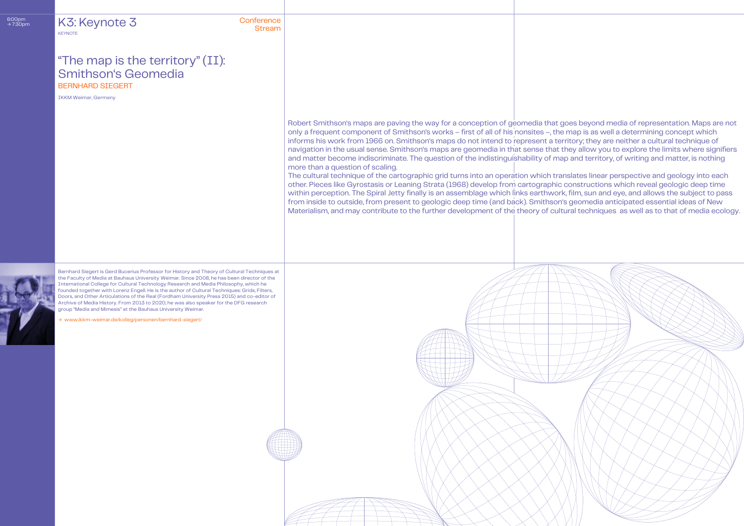6:00pm
→ 7:30pm

# K3: Keynote 3

KEYNOTE

Conference Stream

## "The map is the territory" (II): Smithson's Geomedia

BERNHARD SIEGERT

IKKM Weimar, Germany

Robert Smithson's maps are paving the way for a conception of geomedia that goes beyond media of representation. Maps are not only a frequent component of Smithson's works – first of all of his nonsites –, the map is as well a determining concept which informs his work from 1966 on. Smithson's maps do not intend to represent a territory; they are neither a cultural technique of navigation in the usual sense. Smithson's maps are geomedia in that sense that they allow you to explore the limits where signifiers and matter become indiscriminate. The question of the indistinguishability of map and territory, of writing and matter, is nothing more than a question of scaling.
The cultural technique of the cartographic grid turns into an operation which translates linear perspective and geology into each other. Pieces like Gyrostasis or Leaning Strata (1968) develop from cartographic constructions which reveal geologic deep time within perception. The Spiral Jetty finally is an assemblage which links earthwork, film, sun and eye, and allows the subject to pass from inside to outside, from present to geologic deep time (and back). Smithson's geomedia anticipated essential ideas of New Materialism, and may contribute to the further development of the theory of cultural techniques as well as to that of media ecology.

Bernhard Siegert is Gerd Bucerius Professor for History and Theory of Cultural Techniques at the Faculty of Media at Bauhaus University Weimar. Since 2008, he has been director of the International College for Cultural Technology Research and Media Philosophy, which he founded together with Lorenz Engell. He is the author of Cultural Techniques: Grids, Filters, Doors, and Other Articulations of the Real (Fordham University Press 2015) and co-editor of Archive of Media History. From 2013 to 2020, he was also speaker for the DFG research group "Media and Mimesis" at the Bauhaus University Weimar.

→ www.ikkm-weimar.de/kolleg/personen/bernhard-siegert/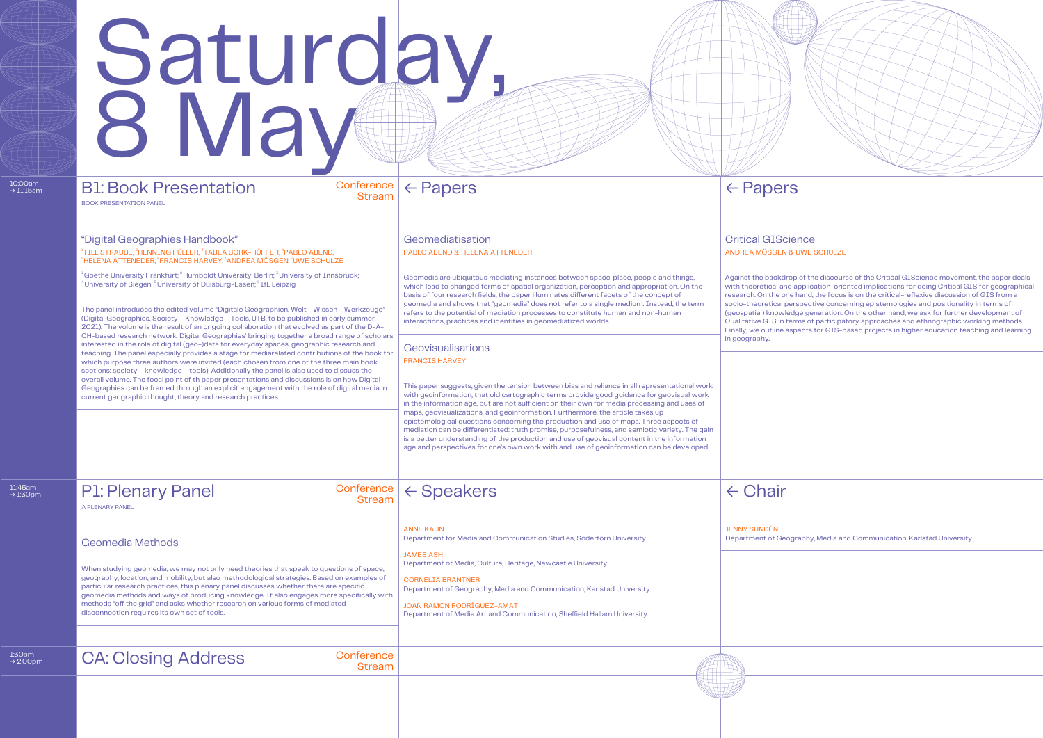# Saturday, 8 May

10:00am → 11:15am

## B1: Book Presentation

Conference Stream

BOOK PRESENTATION PANEL

### “Digital Geographies Handbook”

[1]TILL STRAUBE, [2]HENNING FÜLLER, [3]TABEA BORK-HÜFFER, [4]PABLO ABEND, [5]HELENA ATTENEDER, [4]FRANCIS HARVEY, [1]ANDREA MÖSGEN, [1]UWE SCHULZE

[1]Goethe University Frankfurt; [2]Humboldt University, Berlin; [3]University of Innsbruck; [4]University of Siegen; [5]University of Duisburg-Essen; [6]IfL Leipzig

The panel introduces the edited volume “Digitale Geographien. Welt – Wissen – Werkzeuge” (Digital Geographies. Society – Knowledge – Tools, UTB, to be published in early summer 2021). The volume is the result of an ongoing collaboration that evolved as part of the D-A-CH-based research network ‚Digital Geographies' bringing together a broad range of scholars interested in the role of digital (geo-)data for everyday spaces, geographic research and teaching. The panel especially provides a stage for mediarelated contributions of the book for which purpose three authors were invited (each chosen from one of the three main book sections: society – knowledge – tools). Additionally the panel is also used to discuss the overall volume. The focal point of th paper presentations and discussions is on how Digital Geographies can be framed through an explicit engagement with the role of digital media in current geographic thought, theory and research practices.

### ← Papers

#### Geomediatisation

PABLO ABEND & HELENA ATTENEDER

Geomedia are ubiquitous mediating instances between space, place, people and things, which lead to changed forms of spatial organization, perception and appropriation. On the basis of four research fields, the paper illuminates different facets of the concept of geomedia and shows that "geomedia" does not refer to a single medium. Instead, the term refers to the potential of mediation processes to constitute human and non-human interactions, practices and identities in geomediatized worlds.

#### Geovisualisations

FRANCIS HARVEY

This paper suggests, given the tension between bias and reliance in all representational work with geoinformation, that old cartographic terms provide good guidance for geovisual work in the information age, but are not sufficient on their own for media processing and uses of maps, geovisualizations, and geoinformation. Furthermore, the article takes up epistemological questions concerning the production and use of maps. Three aspects of mediation can be differentiated: truth promise, purposefulness, and semiotic variety. The gain is a better understanding of the production and use of geovisual content in the information age and perspectives for one's own work with and use of geoinformation can be developed.

### ← Papers

#### Critical GIScience

ANDREA MÖSGEN & UWE SCHULZE

Against the backdrop of the discourse of the Critical GIScience movement, the paper deals with theoretical and application-oriented implications for doing Critical GIS for geographical research. On the one hand, the focus is on the critical-reflexive discussion of GIS from a socio-theoretical perspective concerning epistemologies and positionality in terms of (geospatial) knowledge generation. On the other hand, we ask for further development of Qualitative GIS in terms of participatory approaches and ethnographic working methods. Finally, we outline aspects for GIS-based projects in higher education teaching and learning in geography.

11:45am → 1:30pm

## P1: Plenary Panel

Conference Stream

A PLENARY PANEL

### Geomedia Methods

When studying geomedia, we may not only need theories that speak to questions of space, geography, location, and mobility, but also methodological strategies. Based on examples of particular research practices, this plenary panel discusses whether there are specific geomedia methods and ways of producing knowledge. It also engages more specifically with methods "off the grid" and asks whether research on various forms of mediated disconnection requires its own set of tools.

### ← Speakers

ANNE KAUN
Department for Media and Communication Studies, Södertörn University

JAMES ASH
Department of Media, Culture, Heritage, Newcastle University

CORNELIA BRANTNER
Department of Geography, Media and Communication, Karlstad University

JOAN RAMON RODRÍGUEZ-AMAT
Department of Media Art and Communication, Sheffield Hallam University

### ← Chair

JENNY SUNDÉN
Department of Geography, Media and Communication, Karlstad University

1:30pm → 2:00pm

## CA: Closing Address

Conference Stream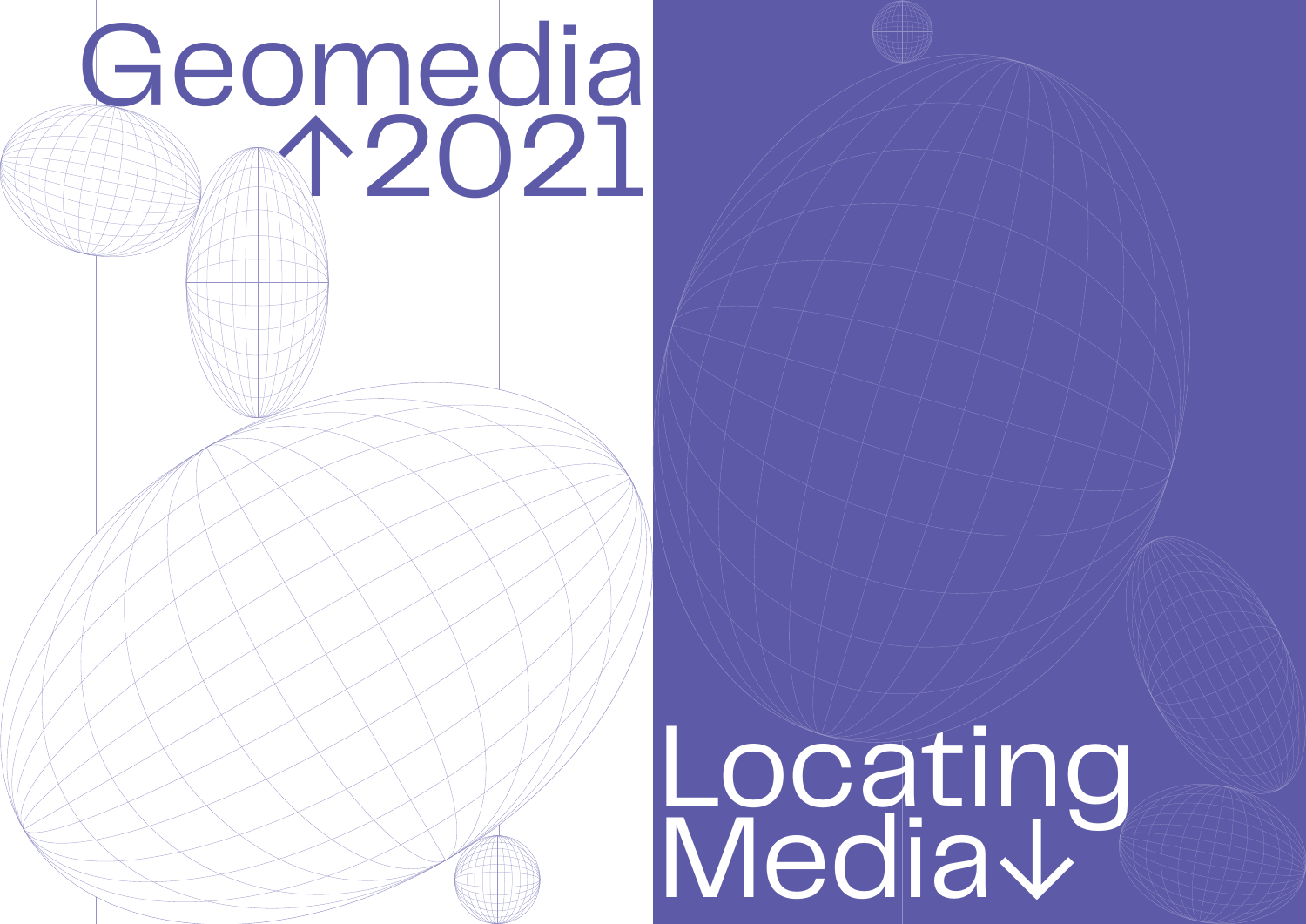# Geomedia ↑2021

# Locating Media↓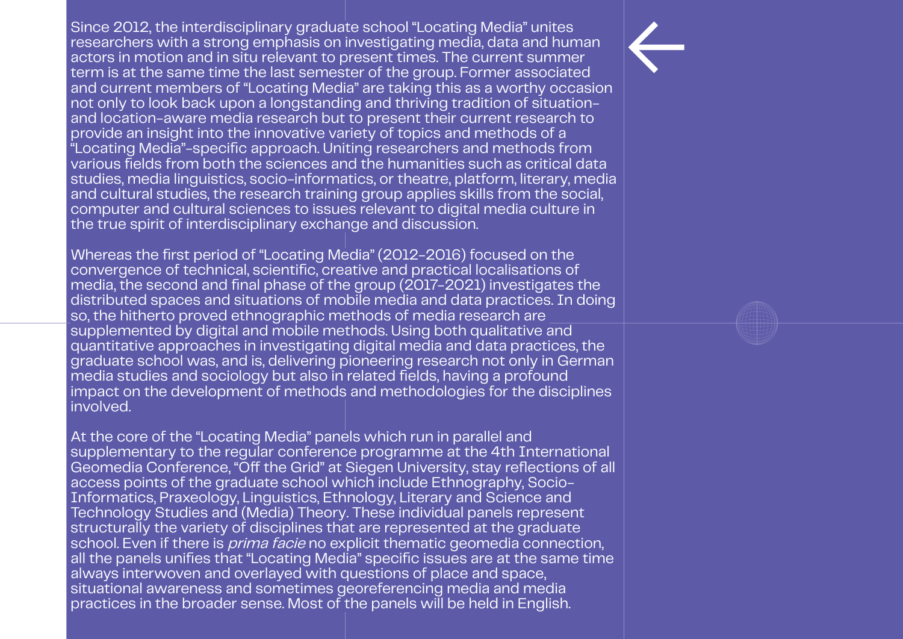Since 2012, the interdisciplinary graduate school "Locating Media" unites researchers with a strong emphasis on investigating media, data and human actors in motion and in situ relevant to present times. The current summer term is at the same time the last semester of the group. Former associated and current members of "Locating Media" are taking this as a worthy occasion not only to look back upon a longstanding and thriving tradition of situation- and location-aware media research but to present their current research to provide an insight into the innovative variety of topics and methods of a "Locating Media"-specific approach. Uniting researchers and methods from various fields from both the sciences and the humanities such as critical data studies, media linguistics, socio-informatics, or theatre, platform, literary, media and cultural studies, the research training group applies skills from the social, computer and cultural sciences to issues relevant to digital media culture in the true spirit of interdisciplinary exchange and discussion.

Whereas the first period of "Locating Media" (2012-2016) focused on the convergence of technical, scientific, creative and practical localisations of media, the second and final phase of the group (2017-2021) investigates the distributed spaces and situations of mobile media and data practices. In doing so, the hitherto proved ethnographic methods of media research are supplemented by digital and mobile methods. Using both qualitative and quantitative approaches in investigating digital media and data practices, the graduate school was, and is, delivering pioneering research not only in German media studies and sociology but also in related fields, having a profound impact on the development of methods and methodologies for the disciplines involved.

At the core of the "Locating Media" panels which run in parallel and supplementary to the regular conference programme at the 4th International Geomedia Conference, "Off the Grid" at Siegen University, stay reflections of all access points of the graduate school which include Ethnography, Socio-Informatics, Praxeology, Linguistics, Ethnology, Literary and Science and Technology Studies and (Media) Theory. These individual panels represent structurally the variety of disciplines that are represented at the graduate school. Even if there is *prima facie* no explicit thematic geomedia connection, all the panels unifies that "Locating Media" specific issues are at the same time always interwoven and overlayed with questions of place and space, situational awareness and sometimes georeferencing media and media practices in the broader sense. Most of the panels will be held in English.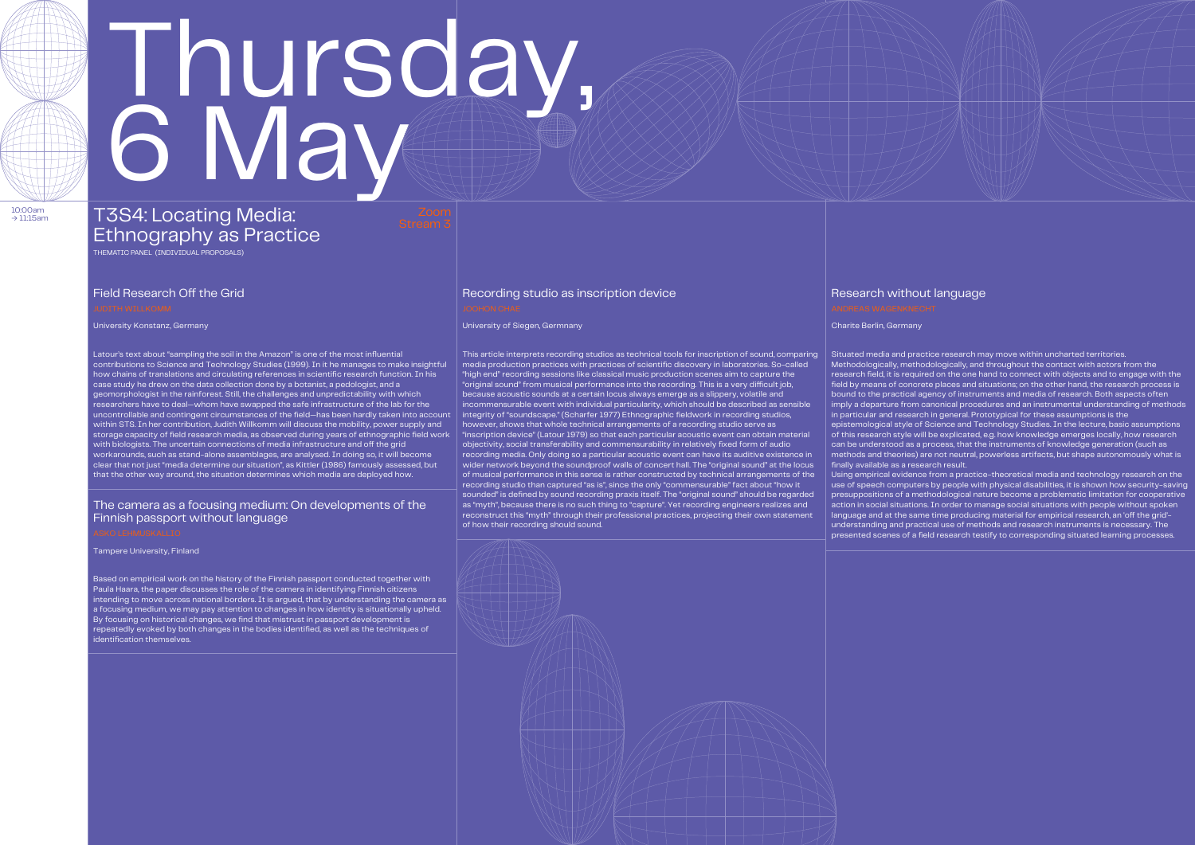# Thursday, 6 May

10:00am → 11:15am

## T3S4: Locating Media: Ethnography as Practice

Zoom Stream 3

THEMATIC PANEL (INDIVIDUAL PROPOSALS)

### Field Research Off the Grid

JUDITH WILLKOMM

University Konstanz, Germany

Latour's text about "sampling the soil in the Amazon" is one of the most influential contributions to Science and Technology Studies (1999). In it he manages to make insightful how chains of translations and circulating references in scientific research function. In his case study he drew on the data collection done by a botanist, a pedologist, and a geomorphologist in the rainforest. Still, the challenges and unpredictability with which researchers have to deal—whom have swapped the safe infrastructure of the lab for the uncontrollable and contingent circumstances of the field—has been hardly taken into account within STS. In her contribution, Judith Willkomm will discuss the mobility, power supply and storage capacity of field research media, as observed during years of ethnographic field work with biologists. The uncertain connections of media infrastructure and off the grid workarounds, such as stand-alone assemblages, are analysed. In doing so, it will become clear that not just "media determine our situation", as Kittler (1986) famously assessed, but that the other way around, the situation determines which media are deployed how.

### The camera as a focusing medium: On developments of the Finnish passport without language

ASKO LEHMUSKALLIO

Tampere University, Finland

Based on empirical work on the history of the Finnish passport conducted together with Paula Haara, the paper discusses the role of the camera in identifying Finnish citizens intending to move across national borders. It is argued, that by understanding the camera as a focusing medium, we may pay attention to changes in how identity is situationally upheld. By focusing on historical changes, we find that mistrust in passport development is repeatedly evoked by both changes in the bodies identified, as well as the techniques of identification themselves.

### Recording studio as inscription device

JOOHON CHAE

University of Siegen, Germnany

This article interprets recording studios as technical tools for inscription of sound, comparing media production practices with practices of scientific discovery in laboratories. So-called "high end" recording sessions like classical music production scenes aim to capture the "original sound" from musical performance into the recording. This is a very difficult job, because acoustic sounds at a certain locus always emerge as a slippery, volatile and incommensurable event with individual particularity, which should be described as sensible integrity of "soundscape." (Scharfer 1977) Ethnographic fieldwork in recording studios, however, shows that whole technical arrangements of a recording studio serve as "inscription device" (Latour 1979) so that each particular acoustic event can obtain material objectivity, social transferability and commensurability in relatively fixed form of audio recording media. Only doing so a particular acoustic event can have its auditive existence in wider network beyond the soundproof walls of concert hall. The "original sound" at the locus of musical performance in this sense is rather constructed by technical arrangements of the recording studio than captured "as is", since the only "commensurable" fact about "how it sounded" is defined by sound recording praxis itself. The "original sound" should be regarded as "myth", because there is no such thing to "capture". Yet recording engineers realizes and reconstruct this "myth" through their professional practices, projecting their own statement of how their recording should sound.

### Research without language

ANDREAS WAGENKNECHT

Charite Berlin, Germany

Situated media and practice research may move within uncharted territories. Methodologically, methodologically, and throughout the contact with actors from the research field, it is required on the one hand to connect with objects and to engage with the field by means of concrete places and situations; on the other hand, the research process is bound to the practical agency of instruments and media of research. Both aspects often imply a departure from canonical procedures and an instrumental understanding of methods in particular and research in general. Prototypical for these assumptions is the epistemological style of Science and Technology Studies. In the lecture, basic assumptions of this research style will be explicated, e.g. how knowledge emerges locally, how research can be understood as a process, that the instruments of knowledge generation (such as methods and theories) are not neutral, powerless artifacts, but shape autonomously what is finally available as a research result.
Using empirical evidence from a practice-theoretical media and technology research on the use of speech computers by people with physical disabilities, it is shown how security-saving presuppositions of a methodological nature become a problematic limitation for cooperative action in social situations. In order to manage social situations with people without spoken language and at the same time producing material for empirical research, an 'off the grid'-understanding and practical use of methods and research instruments is necessary. The presented scenes of a field research testify to corresponding situated learning processes.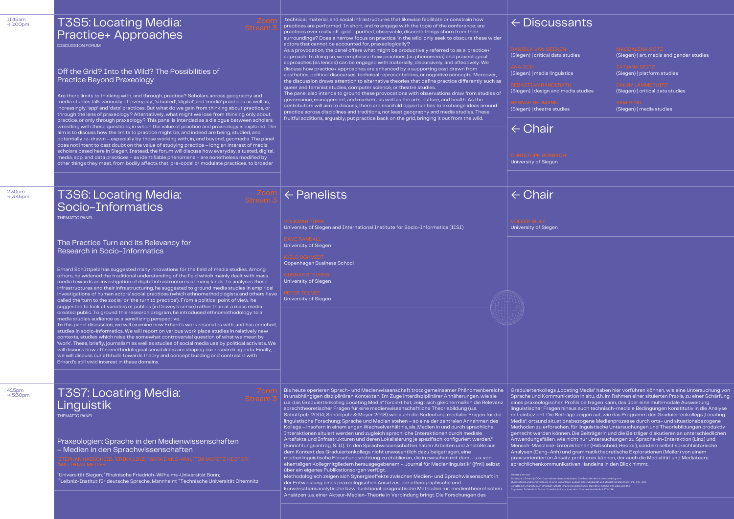11:45am → 1:00pm

# T3S5: Locating Media: Practice+ Approaches

Zoom Stream 3

DISCUSSION FORUM

## Off the Grid? Into the Wild? The Possibilities of Practice Beyond Praxeology

Are there limits to thinking with, and through, practice? Scholars across geography and media studies talk variously of 'everyday', 'situated', 'digital', and 'media' practices as well as, increasingly, 'app' and 'data' practices. But what do we gain from thinking about practice, or through the lens of praxeology? Alternatively, what might we lose from thinking only about practice, or only through praxeology? This panel is intended as a dialogue between scholars wrestling with these questions, in which the value of practice and praxeology is explored. The aim is to discuss how the limits to practice might be, and indeed are being, studied, and potentially re-drawn – especially by those working with, in, and beyond, geomedia. The panel does not intent to cast doubt on the value of studying practice – long an interest of media scholars based here in Siegen. Instead, the forum will discuss how everyday, situated, digital, media, app, and data practices – as identifiable phenomena – are nonetheless modified by other things they meet, from bodily affects that 'pre-code' or modulate practices, to broader technical, material, and social infrastructures that likewise facilitate or constrain how practices are performed. In short, and to engage with the topic of the conference: are practices ever really off-grid – purified, observable, discrete things shorn from their surroundings? Does a narrow focus on practice 'in the wild' only seek to obscure these wider actors that cannot be accounted for, praxeologically?

As a provocation, the panel offers what might be productively referred to as a 'practice+' approach. In doing so, we emphasise how practices (as phenomena) and praxeological approaches (as lenses) can be engaged with materially, discursively, and affectively. We discuss how practice+ approaches are enhanced by a supporting cast drawn from aesthetics, political discourses, technical representations, or cognitive concepts. Moreover, the discussion draws attention to alternative theories that define practice differently such as queer and feminist studies, computer science, or theatre studies.

The panel also intends to ground these provocations with observations draw from studies of governance, management, and markets, as well as the arts, culture, and health. As the contributors will aim to discuss, there are manifold opportunities to exchange ideas around practice across disciplines and traditions, not least geography and media studies. These fruitful additions, arguably, put practice back on the grid, bringing it out from the wild.

### ← Discussants

DANIELA VAN GEENEN
(Siegen) | critical data studies

ANA OCH
(Siegen) | media linguistics

SEBASTIAN RANDERATH
(Siegen) | design and media studies

HANNAH NEUMANN
(Siegen) | theatre studies

MAGDALENA GÖTZ
(Siegen) | art, media and gender studies

TATJANA SEITZ
(Siegen) | platform studies

DANNY LÄMMERHIRT
(Siegen) | critical data studies

SAM HIND
(Siegen) | media studies

### ← Chair

CHRISTOPH BORBACH
University of Siegen

2:30pm → 3:45pm

# T3S6: Locating Media: Socio-Informatics

Zoom Stream 3

THEMATIC PANEL

## The Practice Turn and its Relevancy for Research in Socio-Informatics

Erhard Schüttpelz has suggested many innovations for the field of media studies. Among others, he widened the traditional understanding of the field which mainly dealt with mass media towards an investigation of digital infrastructures of many kinds. To analyses these infrastructures and their infrastructuring, he suggested to ground media studies in empirical investigations of human actors' social practices (which ethnomethodologists and others have called the 'turn to the social' or 'the turn to practice'). From a political point of view, he suggested to look at varieties of publics (in Dewey's sense) rather than at a mass media created public. To ground this research program, he introduced ethnomethodology to a media studies audience as a sensitizing perspective.

In this panel discussion, we will examine how Erhard's work resonates with, and has enriched, studies in socio-informatics. We will report on various work place studies in relatively new contexts, studies which raise the somewhat controversial question of what we mean by 'work'. These, briefly, journalism as well as studies of social media use by political activists. We will discuss how ethnomethodological sensibilities are shaping our research agenda. Finally, we will discuss our attitude towards theory and concept building and contrast it with Erhard's still vivid interest in these domains.

### ← Panelists

VOLKMAR PIPEK
University of Siegen and International Institute for Socio-Informatics (IISI)

DAVE RANDALL
University of Siegen

KJELD SCHMIDT
Copenhagen Business School

GUNNAR STEVENS
University of Siegen

PETER TOLMIE
University of Siegen

### ← Chair

VOLKER WULF
University of Siegen

4:15pm → 5:30pm

# T3S7: Locating Media: Linguistik

Zoom Stream 3

THEMATIC PANEL

## Praxeologien: Sprache in den Medienwissenschaften – Medien in den Sprachwissenschaften

[1]STEPHAN HABSCHEID, [2]ERIKA LINZ, [3]MARK DANG-ANH, [4]TIM MORITZ HECTOR, [1]MATTHIAS MEILER

[1]Universität Siegen; [2]Rheinische Friedrich-Wilhelms-Universität Bonn; [3]Leibniz-Institut für deutsche Sprache, Mannheim; [4]Technische Universität Chemnitz

Bis heute operieren Sprach- und Medienwissenschaft trotz gemeinsamer Phänomenbereiche in unabhängigen disziplinären Kontexten. Im Zuge interdisziplinärer Annäherungen, wie sie u.a. das Graduiertenkolleg ‚Locating Media' forciert hat, zeigt sich gleichermaßen die Relevanz sprachtheoretischer Fragen für eine medienwissenschaftliche Theoriebildung (u.a. Schüttpelz 2004; Schüttpelz & Meyer 2018) wie auch die Bedeutung medialer Fragen für die linguistische Forschung: Sprache und Medien stehen – so eine der zentralen Annahmen des Kollegs – insofern in einem engen Wechselverhältnis, als ‚Medien in und durch sprachliche Interaktionen situiert werden und zugleich sprachliche Interaktionen durch mediale Artefakte und Infrastrukturen und deren Lokalisierung je spezifisch konfiguriert werden." (Einrichtungsantrag, S. 11). In den Sprachwissenschaften haben Arbeiten und Anstöße aus dem Kontext des Graduiertenkollegs nicht unwesentlich dazu beigetragen, eine medienlinguistische Forschungsrichtung zu etablieren, die inzwischen mit dem – u.a. von ehemaligen Kollegmitgliedern herausgegebenem – ‚Journal für Medienlinguistik" (jfml) selbst über ein eigenes Publikationsorgan verfügt.

Methodologisch zeigen sich Synergieeffekte zwischen Medien- und Sprachwissenschaft in der Entwicklung eines praxeologischen Ansatzes, der ethnographische und konversationsanalytische bzw. funktional-pragmatische Methoden mit medientheoretischen Ansätzen u.a. einer Akteur-Medien-Theorie in Verbindung bringt. Die Forschungen des Graduiertenkollegs ‚Locating Media" haben hier vorführen können, wie eine Untersuchung von Sprache und Kommunikation in situ, d.h. im Rahmen einer situierten Praxis, zu einer Schärfung eines praxeologischen Profils beitragen kann, das über eine multimodale Ausweitung linguistischer Fragen hinaus auch technisch-mediale Bedingungen konstitutiv in die Analyse mit einbezieht. Die Beiträge zeigen auf, wie das Programm des Graduiertenkollegs ‚Locating Media", ortsund situationsbezogene Medienprozesse durch orts- und situationsbezogene Methoden zu erforschen, für linguistische Untersuchungen und Theoriebildungen produktiv gemacht werden können. Die Beiträgerin und die Beiträger diskutieren an unterschiedlichen Anwendungsfällen, wie nicht nur Untersuchungen zu Sprache-in-Interaktion (Linz) und Mensch-Maschine-Interaktionen (Habscheid, Hector), sondern selbst sprachhistorische Analysen (Dang-Anh) und grammatiktheoretische Explorationen (Meiler) von einem praxisorientierten Ansatz profitieren können, der auch die Medialität und Mediateure sprachlichenkommunikativen Handelns in den Blick nimmt.

Zitierte Literatur:
Schüttpelz, Erhard (2004): Das nadelmachende Alphabet. Drei Modelle der Unterscheidung von Mündlichkeit und Schriftlichkeit. In: Linz, Erika/Jäger, Ludwig (Hg.): Medialität und Mentalität. München: Fink, 347–369.
Schüttpelz, Erhard/Meyer, Christian (2018): Charles Goodwin's Co-Operative Action: The Idea and the Argument. In: Media in Action. Interdisciplinary Journal on Cooperative Media 1, 171–188.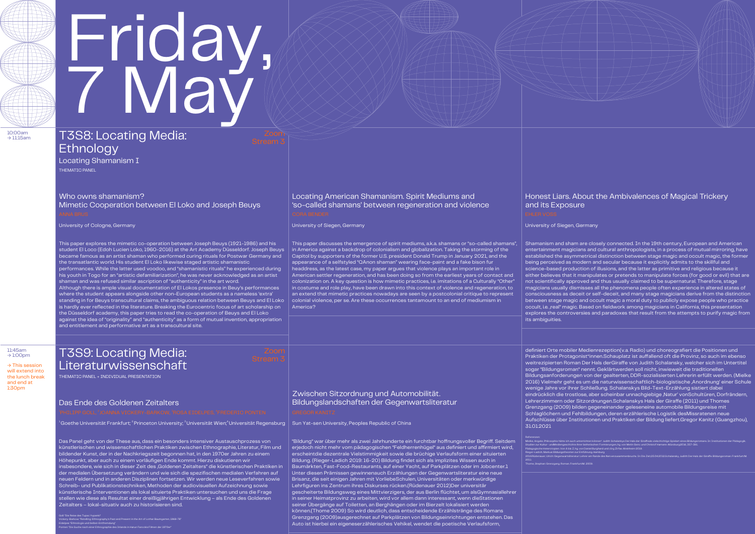# Friday, 7 May

10:00am → 11:15am

## T3S8: Locating Media: Ethnology

Zoom Stream 3

### Locating Shamanism I

THEMATIC PANEL

### Who owns shamanism? Mimetic Cooperation between El Loko and Joseph Beuys

ANNA BRUS

University of Cologne, Germany

This paper explores the mimetic co-operation between Joseph Beuys (1921–1986) and his student El Loco (Edoh Lucien Loko, 1960–2016) at the Art Academy Düsseldorf. Joseph Beuys became famous as an artist shaman who performed curing rituals for Postwar Germany and the transatlantic world. His student El Loko likewise staged artistic shamanistic performances. While the latter used voodoo, and "shamanistic rituals" he experienced during his youth in Togo for an "artistic defamiliarization", he was never acknowledged as an artist shaman and was refused similar ascription of "authenticity" in the art word.
Although there is ample visual documentation of El Lokos presence in Beuy's performances where the student appears alongside other non-European students as a nameless 'extra' standing in for Beuys transcultural claims, the ambiguous relation between Beuys and El Loko is hardly ever reflected in the literature. Breaking the Eurocentric focus of art scholarship on the Düsseldorf academy, this paper tries to read the co-operation of Beuys and El Loko against the idea of "originality" and "authenticity" as a form of mutual invention, appropriation and entitlement and performative art as a transcultural site.

### Locating American Shamanism. Spirit Mediums and 'so-called shamans' between regeneration and violence

CORA BENDER

University of Siegen, Germany

This paper discusses the emergence of spirit mediums, a.k.a. shamans or "so-called shamans", in America against a backdrop of colonialism and globalization. Taking the storming of the Capitol by supporters of the former U.S. president Donald Trump in January 2021, and the appearance of a selfstyled "QAnon shaman" wearing face-paint and a fake bison fur headdress, as the latest case, my paper argues that violence plays an important role in American settler regeneration, and has been doing so from the earliest years of contact and colonization on. A key question is how mimetic practices, i.e. imitations of a Culturally "Other" in costume and role play, have been drawn into this context of violence and regeneration, to an extend that mimetic practices nowadays are seen by a postcolonial critique to represent colonial violence, per se. Are these occurrences tantamount to an end of mediumism in America?

### Honest Liars. About the Ambivalences of Magical Trickery and its Exposure

EHLER VOSS

University of Siegen, Germany

Shamanism and sham are closely connected. In the 19th century, European and American entertainment magicians and cultural anthropologists, in a process of mutual mirroring, have established the asymmetrical distinction between stage magic and occult magic, the former being perceived as modern and secular because it explicitly admits to the skillful and science-based production of illusions, and the latter as primitive and religious because it either believes that it manipulates or pretends to manipulate forces (for good or evil) that are not scientifically approved and thus usually claimed to be supernatural. Therefore, stage magicians usually dismisses all the phenomena people often experience in altered states of consciousness as deceit or self-deceit, and many stage magicians derive from the distinction between stage magic and occult magic a moral duty to publicly expose people who practice occult, i.e. ‚real' magic. Based on fieldwork among magicians in California, this presentation explores the controversies and paradoxes that result from the attempts to purify magic from its ambiguities.

11:45am → 1:00pm

→ This session will extend into the lunch break and end at 1:30pm

## T3S9: Locating Media: Literaturwissenschaft

Zoom Stream 3

THEMATIC PANEL + INDIVIDUAL PRESENTATION

### Das Ende des Goldenen Zeitalters

[1]PHILIPP GOLL, [2]JOANNA VICKERY-BARKOW, [3]ROSA EIDELPES, [4]FREDERIC PONTEN

[1]Goethe Universität Frankfurt; [2]Princeton University; [3]Universität Wien; [4]Universität Regensburg

Das Panel geht von der These aus, dass ein besonders intensiver Austauschprozess von künstlerischen und wissenschaftlichen Praktiken zwischen Ethnographie, Literatur, Film und bildender Kunst, der in der Nachkriegszeit begonnen hat, in den 1970er Jahren zu einem Höhepunkt, aber auch zu einem vorläufigen Ende kommt. Hierzu diskutieren wir insbesondere, wie sich in dieser Zeit des ‚Goldenen Zeitalters' die künstlerischen Praktiken in der medialen Übersetzung verändern und wie sich die spezifischen medialen Verfahren auf neuen Feldern und in anderen Disziplinen fortsetzen. Wir wenden neue Aufzeichnung sowie Schreib- und Publikationstechniken, Methoden der audiovisuellen Aufzeichnung sowie künstlerische Interventionen als lokal situierte Praktiken untersuchen und uns die Frage stellen wie diese als Resultat einer dreißigjährigen Entwicklung – als Ende des Goldenen Zeitalters – lokal-situativ auch zu historisieren sind.

Goll "Die Reise des Tupac Yupanki"
Vickery-Barkow "Retelling Ethnography's Past and Present in the Art of Lothar Baumgarten 1968-78"
Eidelpes "Ethnologie und Selbst-Entfremdung"
Ponten "Die Suche nach einer Ethnographie des Inlands in Harun Farockis Filmen der 1970er"

### Zwischen Sitzordnung und Automobilität. Bildungslandschaften der Gegenwartsliteratur

GREGOR KANITZ

Sun Yat-sen University, Peoples Republic of China

"Bildung" war über mehr als zwei Jahrhunderte ein furchtbar hoffnungsvoller Begriff. Seitdem erjedoch nicht mehr vom pädagogischen "Feldherrenhügel" aus definiert und affirmiert wird, erscheintdie dezentrale Vielstimmigkeit sowie die brüchige Verlaufsform einer situierten Bildung. (Rieger-Ladich 2019: 16-20) Bildung findet sich als implizites Wissen auch in Baumärkten, Fast-Food-Restaurants, auf einer Yacht, auf Parkplätzen oder im Jobcenter.1 Unter diesen Prämissen gewinnenauch Erzählungen der Gegenwartsliteratur eine neue Brisanz, die seit einigen Jahren mit VorliebeSchulen, Universitäten oder merkwürdige Lehrfiguren ins Zentrum ihres Diskurses rücken.(Rüdenauer 2012)Der universitär gescheiterte Bildungsweg eines Mittvierzigers, der aus Berlin flüchtet, um alsGymnasiallehrer in seiner Heimatprovinz zu arbeiten, wird vor allem dann interessant, wenn dieStationen seiner Übergänge auf Toiletten, an Berghängen oder im Bierzelt lokalisiert werden können.(Thome 2009) So wird deutlich, dass entscheidende Erzählstränge des Romans Grenzgang (2009)ausgerechnet auf Parkplätzen von Bildungseinrichtungen entstehen. Das Auto ist hierbei ein eigeneserzählerisches Vehikel, wendet die poetische Verlaufsform, definiert Orte mobiler Medienrezeption(v.a. Radio) und choreografiert die Positionen und Praktiken der Protagonist*innen.Schauplatz ist auffallend oft die Provinz, so auch im ebenso weitrezipierten Roman Der Hals derGiraffe von Judith Schalansky, welcher sich im Untertitel sogar "Bildungsroman" nennt. Geklärtwerden soll nicht, inwieweit die traditionellen Bildungsanforderungen von der gealterten, DDR-sozialisierten Lehrerin erfüllt werden. (Mielke 2016) Vielmehr geht es um die naturwissenschaftlich-biologistische ‚Anordnung' einer Schule wenige Jahre vor ihrer Schließung. Schalanskys Bild-Text-Erzählung sistiert dabei eindrücklich die trostlose, aber scheinbar unnachgiebige ‚Natur' vonSchultüren, Dorfrändern, Lehrerzimmern oder Sitzordnungen.Schalanskys Hals der Giraffe (2011) und Thomes Grenzgang (2009) bilden gegeneinander geleseneine automobile Bildungsreise mit Schlaglöchern und Fehlbildungen, deren erzählerische Logistik desMissratenen neue Aufschlüsse über Institutionen und Praktiken der Bildung liefert.Gregor Kanitz (Guangzhou), 31.01.2021

Referenzen:
Mielke, Angela: ‚Philosophie hätte ich auch unterrichten können': Judith Schalanskys Der Hals der Giraffe als vielschichtiger Spiegel eines Bildungsromans. In: Institutionen der Pädagogik. Studien zur Kultur- und Mediengeschichte ihrer ästhetischen Formierungen, hg. von Metin Genc und Christof Hamann. Würzburg 2016, 357-391.
Pädagogische Heterotopien: Von A bis Z, hg. von Daniel Burghardt und Jörg Zirfas. Weinheim 2019.
Rieger-Ladich, Markus: Bildungstheorien zur Einführung. Hamburg 2019.Rüdenauer, Ulrich: Gegenwartsliteratur: Lehrer am Rande des Nervenzusammenbruchs. In: Die Zeit 25.04.2012.Schalansky, Judith: Der Hals der Giraffe. Bildungsroman. Frankfurt/M. 2011.
Thome, Stephan: Grenzgang. Roman. Frankfurt/M. 2009.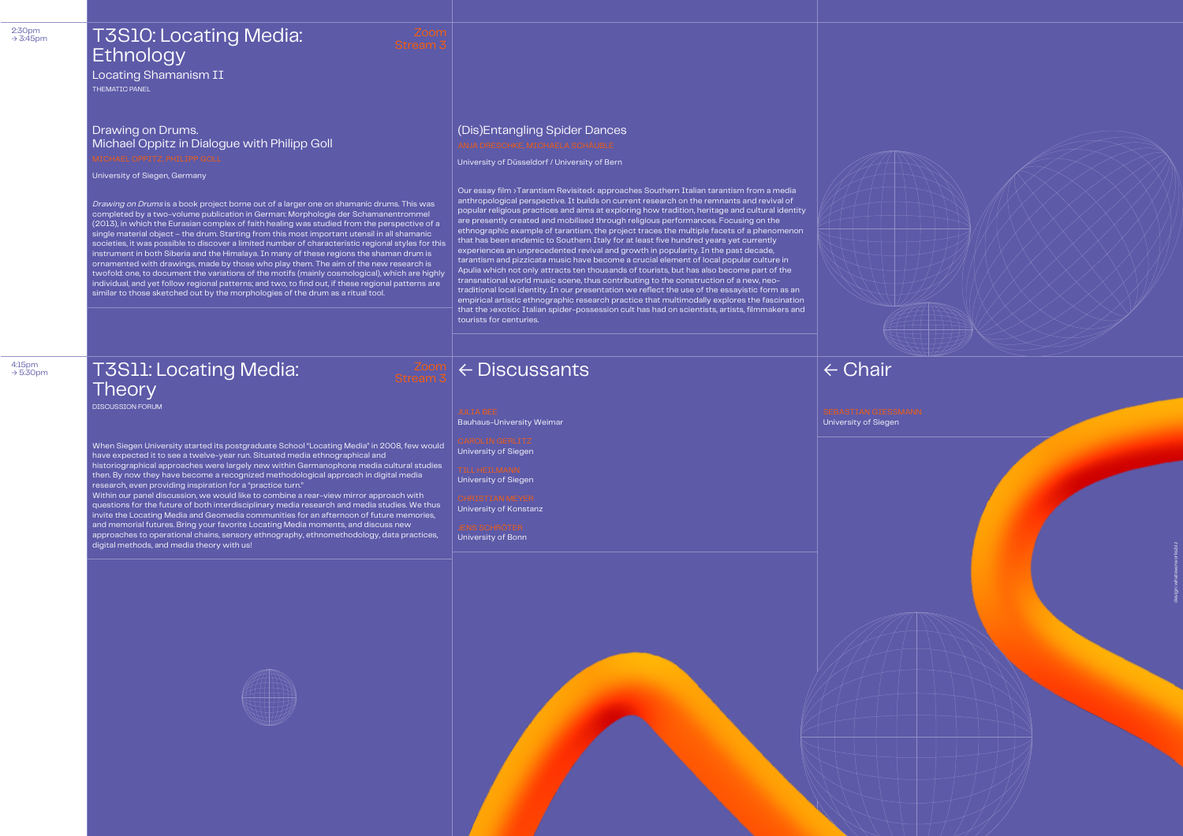2:30pm
→ 3:45pm

## T3S10: Locating Media: Ethnology

Zoom Stream 3

### Locating Shamanism II

THEMATIC PANEL

### Drawing on Drums. Michael Oppitz in Dialogue with Philipp Goll

MICHAEL OPPITZ, PHILIPP GOLL

University of Siegen, Germany

*Drawing on Drums* is a book project borne out of a larger one on shamanic drums. This was completed by a two-volume publication in German: Morphologie der Schamanentrommel (2013), in which the Eurasian complex of faith healing was studied from the perspective of a single material object – the drum. Starting from this most important utensil in all shamanic societies, it was possible to discover a limited number of characteristic regional styles for this instrument in both Siberia and the Himalaya. In many of these regions the shaman drum is ornamented with drawings, made by those who play them. The aim of the new research is twofold: one, to document the variations of the motifs (mainly cosmological), which are highly individual, and yet follow regional patterns; and two, to find out, if these regional patterns are similar to those sketched out by the morphologies of the drum as a ritual tool.

### (Dis)Entangling Spider Dances

ANJA DRESCHKE, MICHAELA SCHÄUBLE

University of Düsseldorf / University of Bern

Our essay film ›Tarantism Revisited‹ approaches Southern Italian tarantism from a media anthropological perspective. It builds on current research on the remnants and revival of popular religious practices and aims at exploring how tradition, heritage and cultural identity are presently created and mobilised through religious performances. Focusing on the ethnographic example of tarantism, the project traces the multiple facets of a phenomenon that has been endemic to Southern Italy for at least five hundred years yet currently experiences an unprecedented revival and growth in popularity. In the past decade, tarantism and pizzicata music have become a crucial element of local popular culture in Apulia which not only attracts ten thousands of tourists, but has also become part of the transnational world music scene, thus contributing to the construction of a new, neo-traditional local identity. In our presentation we reflect the use of the essayistic form as an empirical artistic ethnographic research practice that multimodally explores the fascination that the ›exotic‹ Italian spider-possession cult has had on scientists, artists, filmmakers and tourists for centuries.

4:15pm
→ 5:30pm

## T3S11: Locating Media: Theory

Zoom Stream 3

DISCUSSION FORUM

When Siegen University started its postgraduate School "Locating Media" in 2008, few would have expected it to see a twelve-year run. Situated media ethnographical and historiographical approaches were largely new within Germanophone media cultural studies then. By now they have become a recognized methodological approach in digital media research, even providing inspiration for a "practice turn."
Within our panel discussion, we would like to combine a rear-view mirror approach with questions for the future of both interdisciplinary media research and media studies. We thus invite the Locating Media and Geomedia communities for an afternoon of future memories, and memorial futures. Bring your favorite Locating Media moments, and discuss new approaches to operational chains, sensory ethnography, ethnomethodology, data practices, digital methods, and media theory with us!

### ← Discussants

JULIA BEE
Bauhaus-University Weimar

CAROLIN GERLITZ
University of Siegen

TILL HEILMANN
University of Siegen

CHRISTIAN MEYER
University of Konstanz

JENS SCHRÖTER
University of Bonn

### ← Chair

SEBASTIAN GIESSMANN
University of Siegen